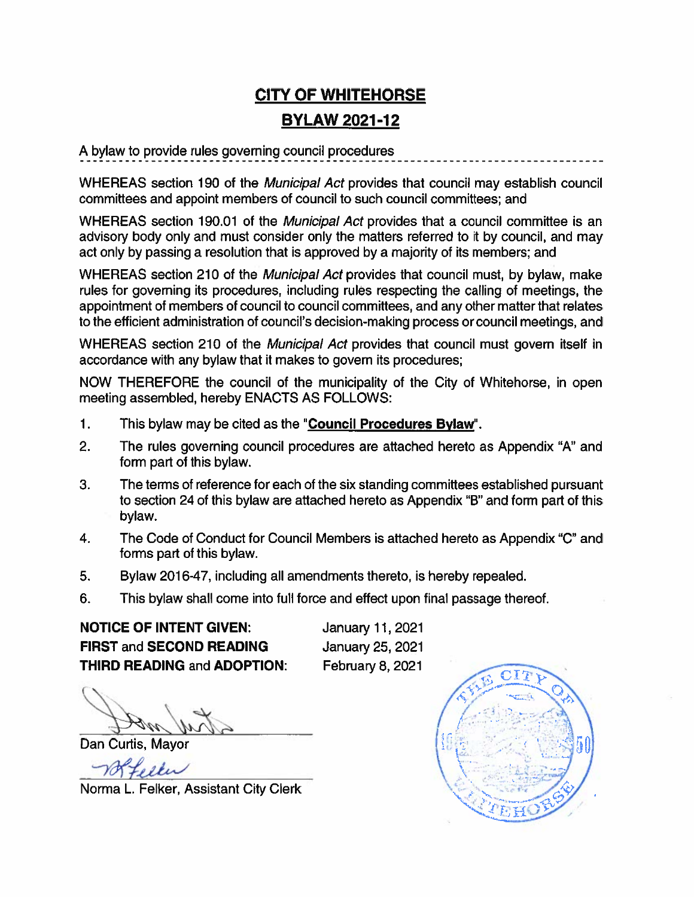# CITY OF WHITEHORSE

## BYLAW 2021-12

A bylaw to provide rules governing council procedures

---

WHEREAS section 190 of the *Municipal Act* provides that council may establish council committees and appoint members of council to such council committees; and

WHEREAS section 190.01 of the *Municipal Act* provides that a council committee is an advisory body only and must consider only the matters referred to it by council, and may act only by passing a resolution that is approved by a majority of its members; and

WHEREAS section 210 of the *Municipal Act* provides that council must, by bylaw, make rules for governing its procedures, including rules respecting the calling of meetings, the appointment of members of council to council committees, and any other matter that relates to the efficient administration of council's decision-making process or council meetings, and

WHEREAS section 210 of the *Municipal Act* provides that council must govern itself in accordance with any bylaw that it makes to govern its procedures;

NOW THEREFORE the council of the municipality of the City of Whitehorse, in open meeting assembled, hereby ENACTS AS FOLLOWS:

1. This bylaw may be cited as the "**Council Procedures Bylaw**".
2. The rules governing council procedures are attached hereto as Appendix "A" and form part of this bylaw.
3. The terms of reference for each of the six standing committees established pursuant to section 24 of this bylaw are attached hereto as Appendix "B" and form part of this bylaw.
4. The Code of Conduct for Council Members is attached hereto as Appendix "C" and forms part of this bylaw.
5. Bylaw 2016-47, including all amendments thereto, is hereby repealed.
6. This bylaw shall come into full force and effect upon final passage thereof.

**NOTICE OF INTENT GIVEN:** January 11, 2021
**FIRST** and **SECOND READING** January 25, 2021
**THIRD READING** and **ADOPTION**: February 8, 2021

Dan Curtis, Mayor

Norma L. Felker, Assistant City Clerk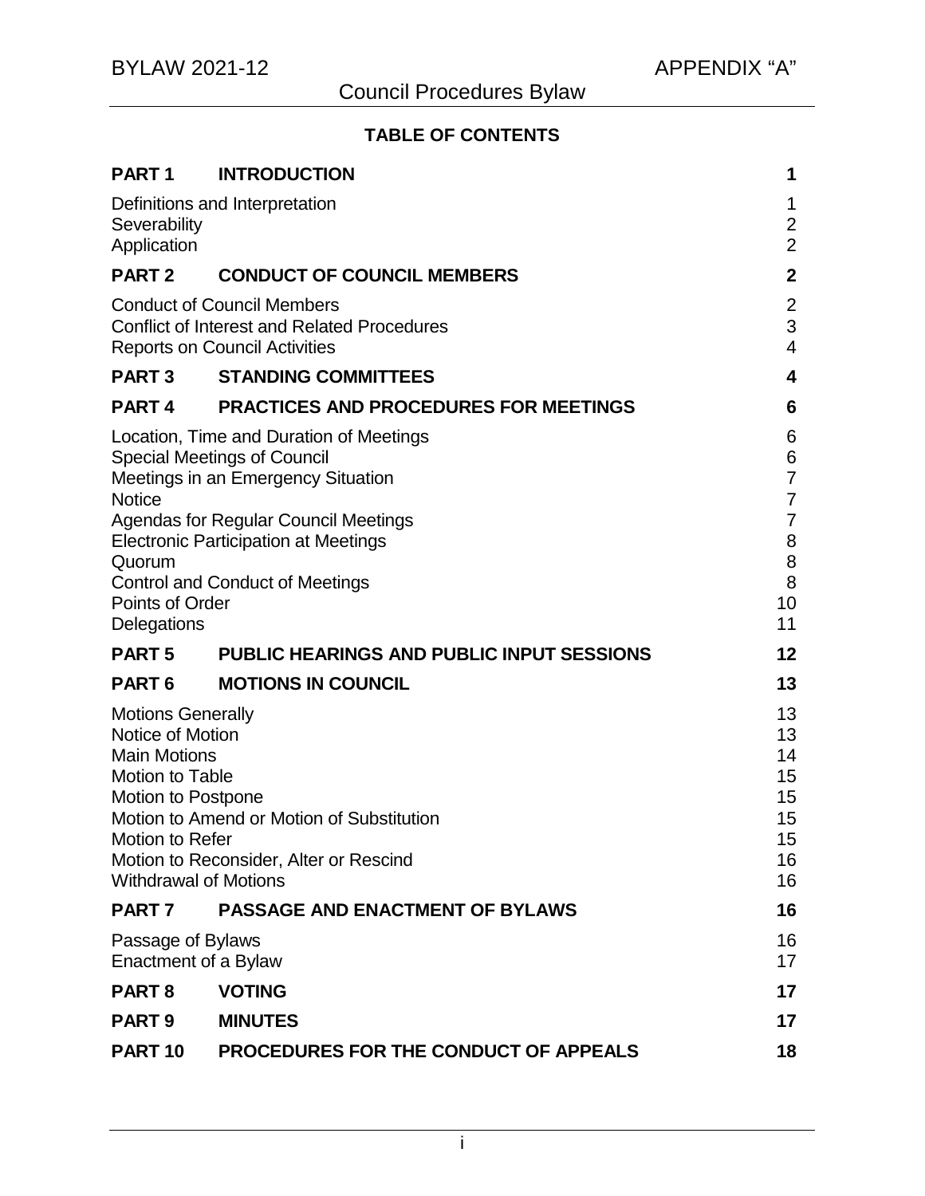**TABLE OF CONTENTS**

| | | |
|---|---|---|
| **PART 1** | **INTRODUCTION** | **1** |
| Definitions and Interpretation | | 1 |
| Severability | | 2 |
| Application | | 2 |
| **PART 2** | **CONDUCT OF COUNCIL MEMBERS** | **2** |
| Conduct of Council Members | | 2 |
| Conflict of Interest and Related Procedures | | 3 |
| Reports on Council Activities | | 4 |
| **PART 3** | **STANDING COMMITTEES** | **4** |
| **PART 4** | **PRACTICES AND PROCEDURES FOR MEETINGS** | **6** |
| Location, Time and Duration of Meetings | | 6 |
| Special Meetings of Council | | 6 |
| Meetings in an Emergency Situation | | 7 |
| Notice | | 7 |
| Agendas for Regular Council Meetings | | 7 |
| Electronic Participation at Meetings | | 8 |
| Quorum | | 8 |
| Control and Conduct of Meetings | | 8 |
| Points of Order | | 10 |
| Delegations | | 11 |
| **PART 5** | **PUBLIC HEARINGS AND PUBLIC INPUT SESSIONS** | **12** |
| **PART 6** | **MOTIONS IN COUNCIL** | **13** |
| Motions Generally | | 13 |
| Notice of Motion | | 13 |
| Main Motions | | 14 |
| Motion to Table | | 15 |
| Motion to Postpone | | 15 |
| Motion to Amend or Motion of Substitution | | 15 |
| Motion to Refer | | 15 |
| Motion to Reconsider, Alter or Rescind | | 16 |
| Withdrawal of Motions | | 16 |
| **PART 7** | **PASSAGE AND ENACTMENT OF BYLAWS** | **16** |
| Passage of Bylaws | | 16 |
| Enactment of a Bylaw | | 17 |
| **PART 8** | **VOTING** | **17** |
| **PART 9** | **MINUTES** | **17** |
| **PART 10** | **PROCEDURES FOR THE CONDUCT OF APPEALS** | **18** |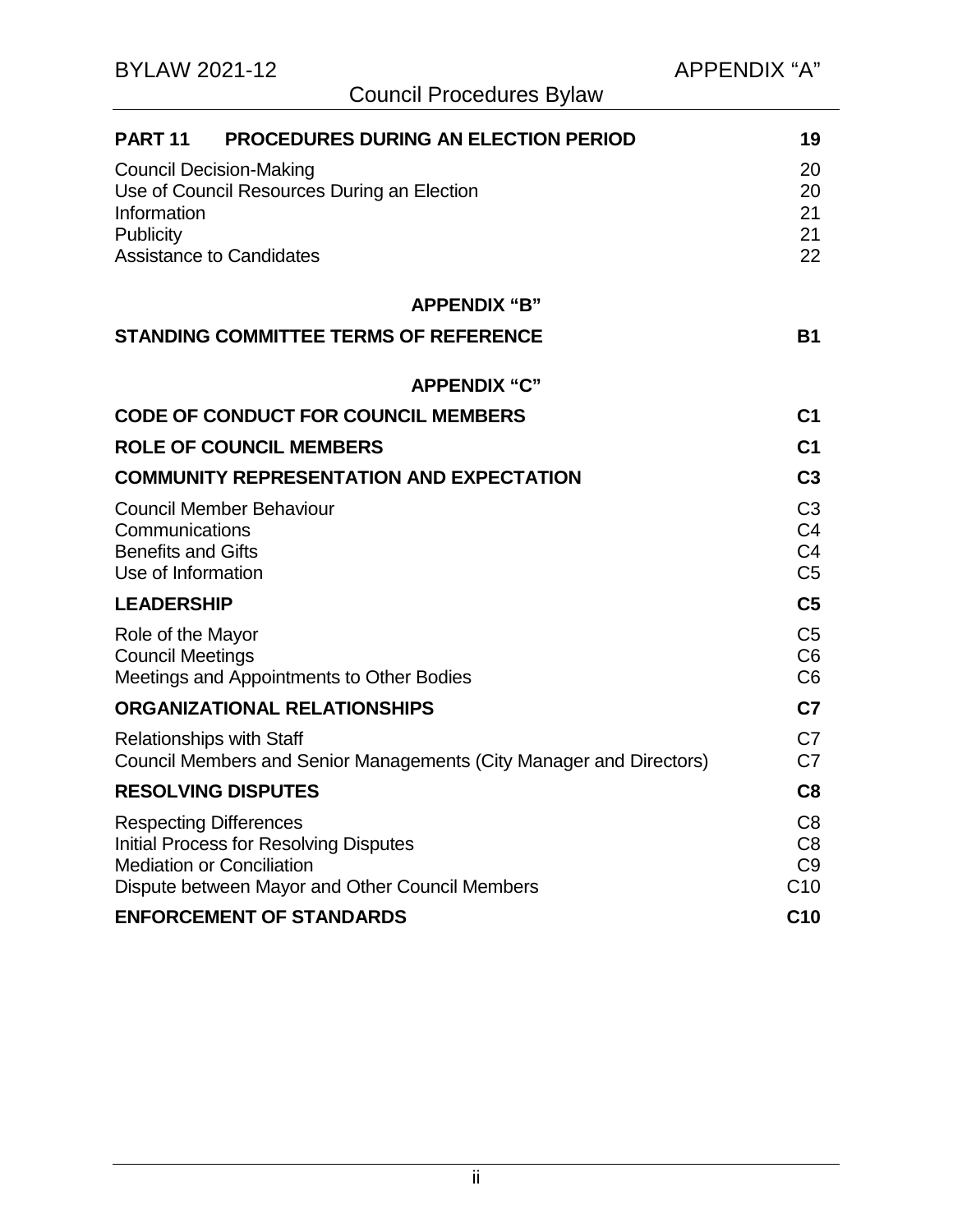| | |
|---|---|
| **PART 11 PROCEDURES DURING AN ELECTION PERIOD** | **19** |
| Council Decision-Making | 20 |
| Use of Council Resources During an Election | 20 |
| Information | 21 |
| Publicity | 21 |
| Assistance to Candidates | 22 |

**APPENDIX "B"**

| | |
|---|---|
| **STANDING COMMITTEE TERMS OF REFERENCE** | **B1** |

**APPENDIX "C"**

| | |
|---|---|
| **CODE OF CONDUCT FOR COUNCIL MEMBERS** | **C1** |
| **ROLE OF COUNCIL MEMBERS** | **C1** |
| **COMMUNITY REPRESENTATION AND EXPECTATION** | **C3** |
| Council Member Behaviour | C3 |
| Communications | C4 |
| Benefits and Gifts | C4 |
| Use of Information | C5 |
| **LEADERSHIP** | **C5** |
| Role of the Mayor | C5 |
| Council Meetings | C6 |
| Meetings and Appointments to Other Bodies | C6 |
| **ORGANIZATIONAL RELATIONSHIPS** | **C7** |
| Relationships with Staff | C7 |
| Council Members and Senior Managements (City Manager and Directors) | C7 |
| **RESOLVING DISPUTES** | **C8** |
| Respecting Differences | C8 |
| Initial Process for Resolving Disputes | C8 |
| Mediation or Conciliation | C9 |
| Dispute between Mayor and Other Council Members | C10 |
| **ENFORCEMENT OF STANDARDS** | **C10** |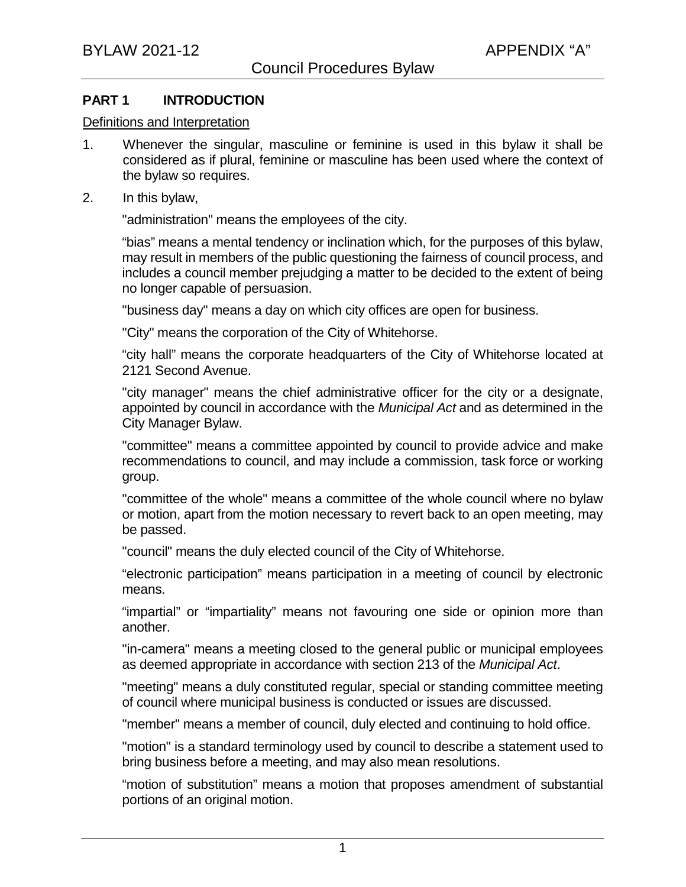## PART 1 INTRODUCTION

Definitions and Interpretation

1. Whenever the singular, masculine or feminine is used in this bylaw it shall be considered as if plural, feminine or masculine has been used where the context of the bylaw so requires.

2. In this bylaw,

"administration" means the employees of the city.

"bias" means a mental tendency or inclination which, for the purposes of this bylaw, may result in members of the public questioning the fairness of council process, and includes a council member prejudging a matter to be decided to the extent of being no longer capable of persuasion.

"business day" means a day on which city offices are open for business.

"City" means the corporation of the City of Whitehorse.

"city hall" means the corporate headquarters of the City of Whitehorse located at 2121 Second Avenue.

"city manager" means the chief administrative officer for the city or a designate, appointed by council in accordance with the *Municipal Act* and as determined in the City Manager Bylaw.

"committee" means a committee appointed by council to provide advice and make recommendations to council, and may include a commission, task force or working group.

"committee of the whole" means a committee of the whole council where no bylaw or motion, apart from the motion necessary to revert back to an open meeting, may be passed.

"council" means the duly elected council of the City of Whitehorse.

"electronic participation" means participation in a meeting of council by electronic means.

"impartial" or "impartiality" means not favouring one side or opinion more than another.

"in-camera" means a meeting closed to the general public or municipal employees as deemed appropriate in accordance with section 213 of the *Municipal Act*.

"meeting" means a duly constituted regular, special or standing committee meeting of council where municipal business is conducted or issues are discussed.

"member" means a member of council, duly elected and continuing to hold office.

"motion" is a standard terminology used by council to describe a statement used to bring business before a meeting, and may also mean resolutions.

"motion of substitution" means a motion that proposes amendment of substantial portions of an original motion.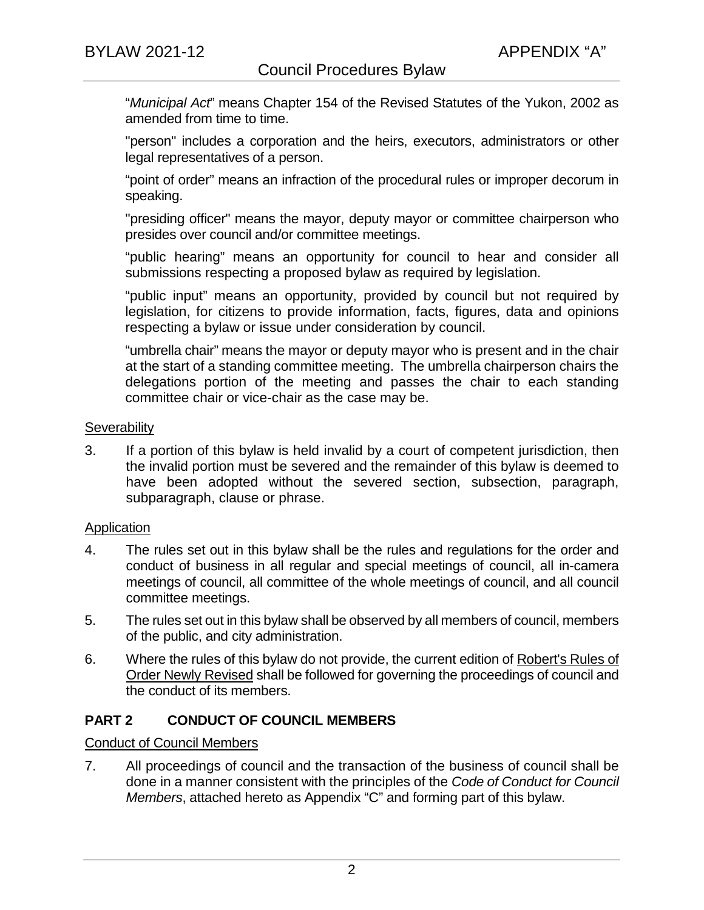"*Municipal Act*" means Chapter 154 of the Revised Statutes of the Yukon, 2002 as amended from time to time.

"person" includes a corporation and the heirs, executors, administrators or other legal representatives of a person.

"point of order" means an infraction of the procedural rules or improper decorum in speaking.

"presiding officer" means the mayor, deputy mayor or committee chairperson who presides over council and/or committee meetings.

"public hearing" means an opportunity for council to hear and consider all submissions respecting a proposed bylaw as required by legislation.

"public input" means an opportunity, provided by council but not required by legislation, for citizens to provide information, facts, figures, data and opinions respecting a bylaw or issue under consideration by council.

"umbrella chair" means the mayor or deputy mayor who is present and in the chair at the start of a standing committee meeting. The umbrella chairperson chairs the delegations portion of the meeting and passes the chair to each standing committee chair or vice-chair as the case may be.

<u>Severability</u>

3. If a portion of this bylaw is held invalid by a court of competent jurisdiction, then the invalid portion must be severed and the remainder of this bylaw is deemed to have been adopted without the severed section, subsection, paragraph, subparagraph, clause or phrase.

<u>Application</u>

4. The rules set out in this bylaw shall be the rules and regulations for the order and conduct of business in all regular and special meetings of council, all in-camera meetings of council, all committee of the whole meetings of council, and all council committee meetings.

5. The rules set out in this bylaw shall be observed by all members of council, members of the public, and city administration.

6. Where the rules of this bylaw do not provide, the current edition of <u>Robert's Rules of Order Newly Revised</u> shall be followed for governing the proceedings of council and the conduct of its members.

## PART 2 CONDUCT OF COUNCIL MEMBERS

<u>Conduct of Council Members</u>

7. All proceedings of council and the transaction of the business of council shall be done in a manner consistent with the principles of the *Code of Conduct for Council Members*, attached hereto as Appendix "C" and forming part of this bylaw.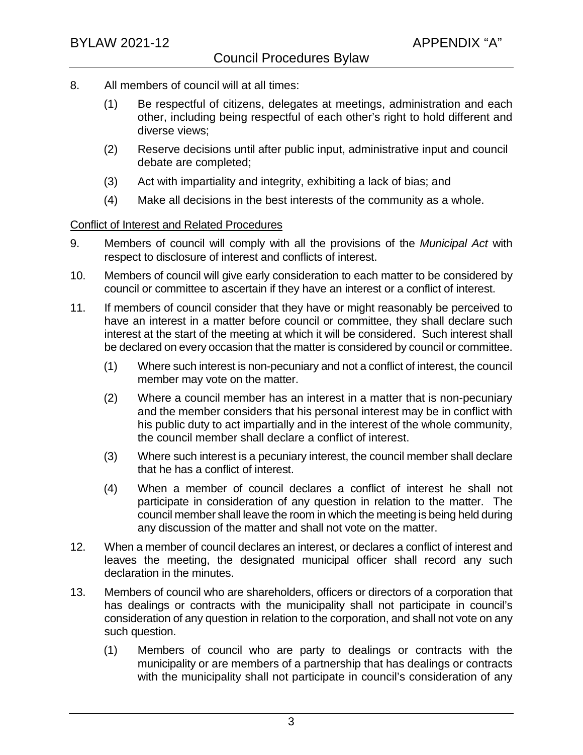8. All members of council will at all times:

   (1) Be respectful of citizens, delegates at meetings, administration and each other, including being respectful of each other's right to hold different and diverse views;

   (2) Reserve decisions until after public input, administrative input and council debate are completed;

   (3) Act with impartiality and integrity, exhibiting a lack of bias; and

   (4) Make all decisions in the best interests of the community as a whole.

<u>Conflict of Interest and Related Procedures</u>

9. Members of council will comply with all the provisions of the *Municipal Act* with respect to disclosure of interest and conflicts of interest.

10. Members of council will give early consideration to each matter to be considered by council or committee to ascertain if they have an interest or a conflict of interest.

11. If members of council consider that they have or might reasonably be perceived to have an interest in a matter before council or committee, they shall declare such interest at the start of the meeting at which it will be considered. Such interest shall be declared on every occasion that the matter is considered by council or committee.

    (1) Where such interest is non-pecuniary and not a conflict of interest, the council member may vote on the matter.

    (2) Where a council member has an interest in a matter that is non-pecuniary and the member considers that his personal interest may be in conflict with his public duty to act impartially and in the interest of the whole community, the council member shall declare a conflict of interest.

    (3) Where such interest is a pecuniary interest, the council member shall declare that he has a conflict of interest.

    (4) When a member of council declares a conflict of interest he shall not participate in consideration of any question in relation to the matter. The council member shall leave the room in which the meeting is being held during any discussion of the matter and shall not vote on the matter.

12. When a member of council declares an interest, or declares a conflict of interest and leaves the meeting, the designated municipal officer shall record any such declaration in the minutes.

13. Members of council who are shareholders, officers or directors of a corporation that has dealings or contracts with the municipality shall not participate in council's consideration of any question in relation to the corporation, and shall not vote on any such question.

    (1) Members of council who are party to dealings or contracts with the municipality or are members of a partnership that has dealings or contracts with the municipality shall not participate in council's consideration of any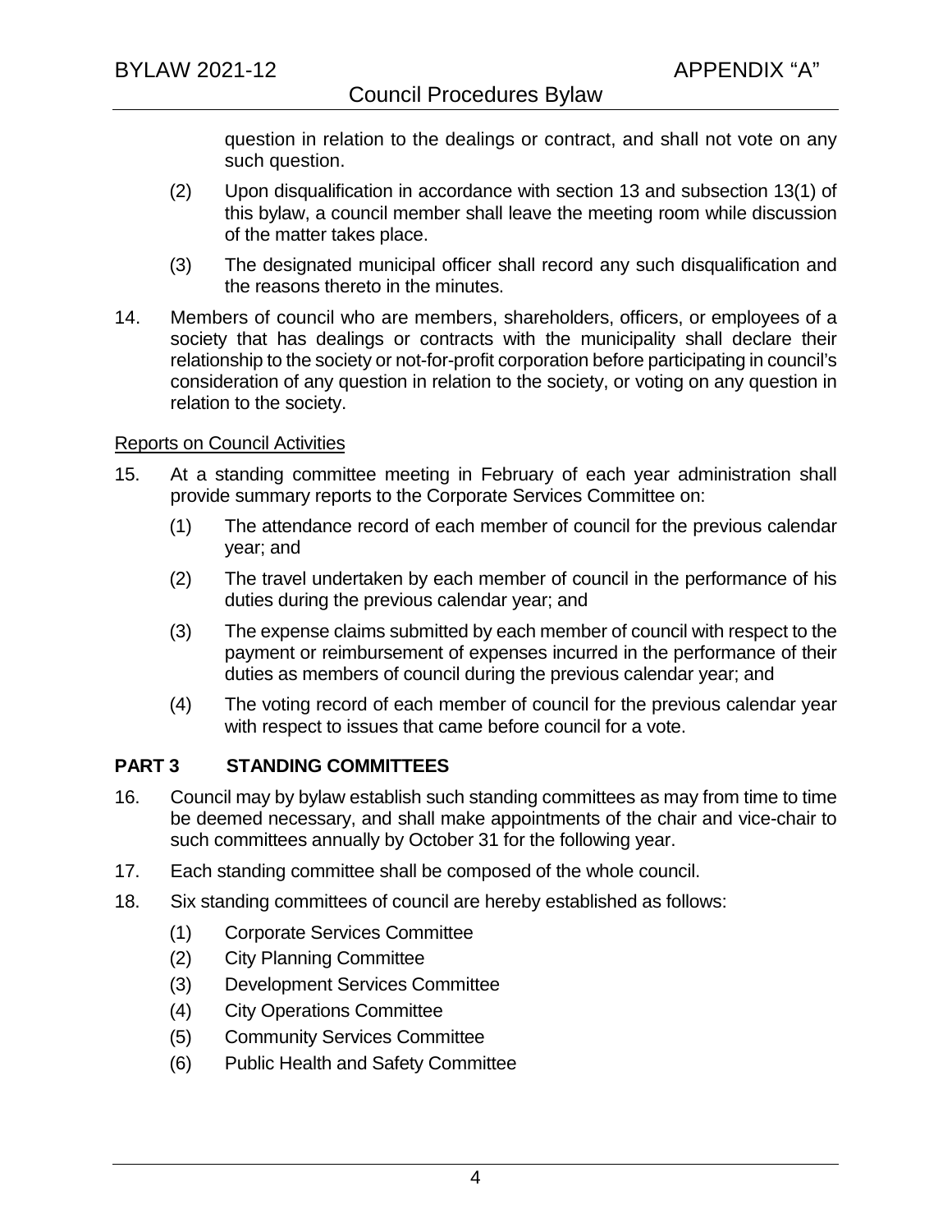question in relation to the dealings or contract, and shall not vote on any such question.

(2) Upon disqualification in accordance with section 13 and subsection 13(1) of this bylaw, a council member shall leave the meeting room while discussion of the matter takes place.

(3) The designated municipal officer shall record any such disqualification and the reasons thereto in the minutes.

14. Members of council who are members, shareholders, officers, or employees of a society that has dealings or contracts with the municipality shall declare their relationship to the society or not-for-profit corporation before participating in council's consideration of any question in relation to the society, or voting on any question in relation to the society.

Reports on Council Activities

15. At a standing committee meeting in February of each year administration shall provide summary reports to the Corporate Services Committee on:

    (1) The attendance record of each member of council for the previous calendar year; and

    (2) The travel undertaken by each member of council in the performance of his duties during the previous calendar year; and

    (3) The expense claims submitted by each member of council with respect to the payment or reimbursement of expenses incurred in the performance of their duties as members of council during the previous calendar year; and

    (4) The voting record of each member of council for the previous calendar year with respect to issues that came before council for a vote.

## PART 3 STANDING COMMITTEES

16. Council may by bylaw establish such standing committees as may from time to time be deemed necessary, and shall make appointments of the chair and vice-chair to such committees annually by October 31 for the following year.

17. Each standing committee shall be composed of the whole council.

18. Six standing committees of council are hereby established as follows:

    (1) Corporate Services Committee
    (2) City Planning Committee
    (3) Development Services Committee
    (4) City Operations Committee
    (5) Community Services Committee
    (6) Public Health and Safety Committee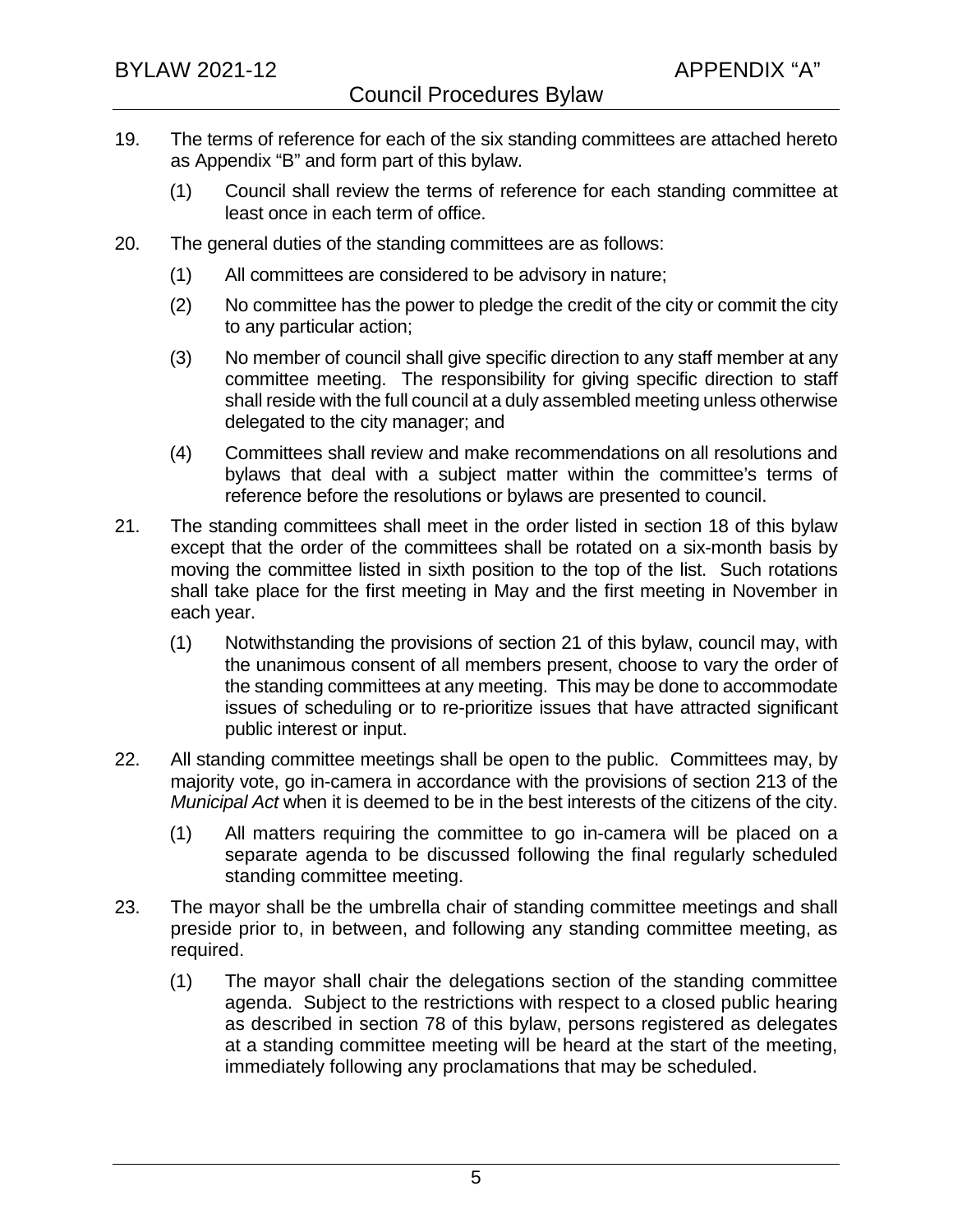19. The terms of reference for each of the six standing committees are attached hereto as Appendix "B" and form part of this bylaw.

    (1) Council shall review the terms of reference for each standing committee at least once in each term of office.

20. The general duties of the standing committees are as follows:

    (1) All committees are considered to be advisory in nature;

    (2) No committee has the power to pledge the credit of the city or commit the city to any particular action;

    (3) No member of council shall give specific direction to any staff member at any committee meeting. The responsibility for giving specific direction to staff shall reside with the full council at a duly assembled meeting unless otherwise delegated to the city manager; and

    (4) Committees shall review and make recommendations on all resolutions and bylaws that deal with a subject matter within the committee's terms of reference before the resolutions or bylaws are presented to council.

21. The standing committees shall meet in the order listed in section 18 of this bylaw except that the order of the committees shall be rotated on a six-month basis by moving the committee listed in sixth position to the top of the list. Such rotations shall take place for the first meeting in May and the first meeting in November in each year.

    (1) Notwithstanding the provisions of section 21 of this bylaw, council may, with the unanimous consent of all members present, choose to vary the order of the standing committees at any meeting. This may be done to accommodate issues of scheduling or to re-prioritize issues that have attracted significant public interest or input.

22. All standing committee meetings shall be open to the public. Committees may, by majority vote, go in-camera in accordance with the provisions of section 213 of the *Municipal Act* when it is deemed to be in the best interests of the citizens of the city.

    (1) All matters requiring the committee to go in-camera will be placed on a separate agenda to be discussed following the final regularly scheduled standing committee meeting.

23. The mayor shall be the umbrella chair of standing committee meetings and shall preside prior to, in between, and following any standing committee meeting, as required.

    (1) The mayor shall chair the delegations section of the standing committee agenda. Subject to the restrictions with respect to a closed public hearing as described in section 78 of this bylaw, persons registered as delegates at a standing committee meeting will be heard at the start of the meeting, immediately following any proclamations that may be scheduled.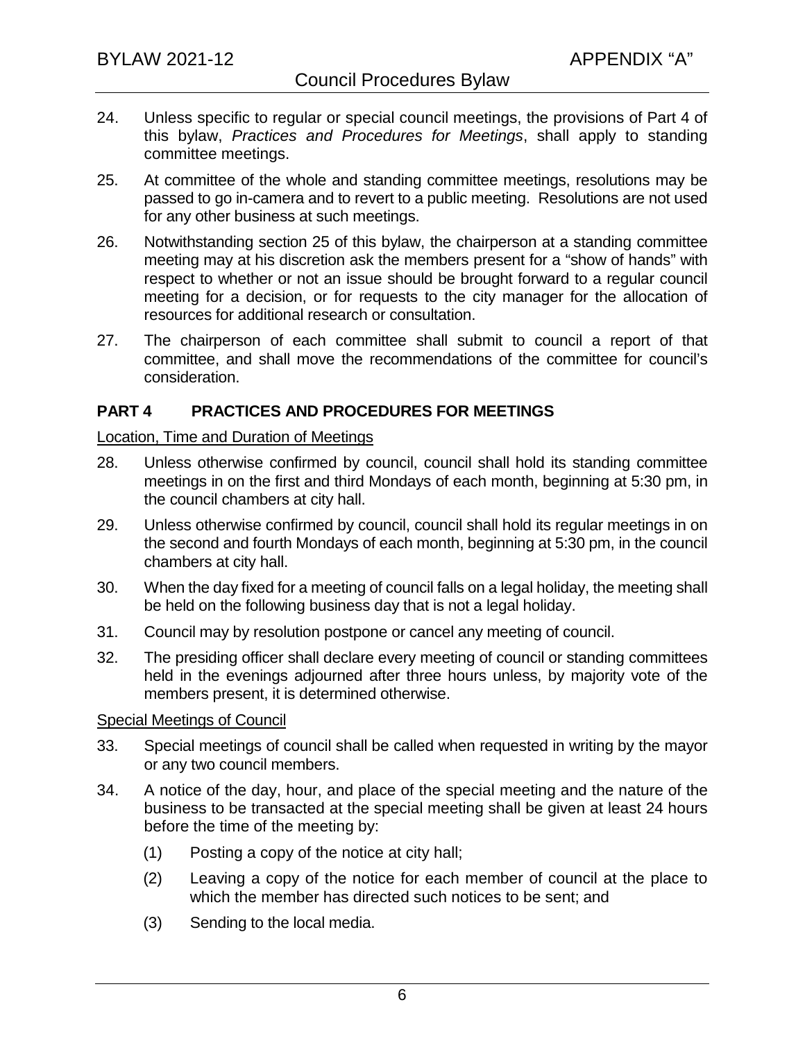24. Unless specific to regular or special council meetings, the provisions of Part 4 of this bylaw, *Practices and Procedures for Meetings*, shall apply to standing committee meetings.

25. At committee of the whole and standing committee meetings, resolutions may be passed to go in-camera and to revert to a public meeting. Resolutions are not used for any other business at such meetings.

26. Notwithstanding section 25 of this bylaw, the chairperson at a standing committee meeting may at his discretion ask the members present for a "show of hands" with respect to whether or not an issue should be brought forward to a regular council meeting for a decision, or for requests to the city manager for the allocation of resources for additional research or consultation.

27. The chairperson of each committee shall submit to council a report of that committee, and shall move the recommendations of the committee for council's consideration.

## PART 4 PRACTICES AND PROCEDURES FOR MEETINGS

<u>Location, Time and Duration of Meetings</u>

28. Unless otherwise confirmed by council, council shall hold its standing committee meetings in on the first and third Mondays of each month, beginning at 5:30 pm, in the council chambers at city hall.

29. Unless otherwise confirmed by council, council shall hold its regular meetings in on the second and fourth Mondays of each month, beginning at 5:30 pm, in the council chambers at city hall.

30. When the day fixed for a meeting of council falls on a legal holiday, the meeting shall be held on the following business day that is not a legal holiday.

31. Council may by resolution postpone or cancel any meeting of council.

32. The presiding officer shall declare every meeting of council or standing committees held in the evenings adjourned after three hours unless, by majority vote of the members present, it is determined otherwise.

<u>Special Meetings of Council</u>

33. Special meetings of council shall be called when requested in writing by the mayor or any two council members.

34. A notice of the day, hour, and place of the special meeting and the nature of the business to be transacted at the special meeting shall be given at least 24 hours before the time of the meeting by:

    (1) Posting a copy of the notice at city hall;

    (2) Leaving a copy of the notice for each member of council at the place to which the member has directed such notices to be sent; and

    (3) Sending to the local media.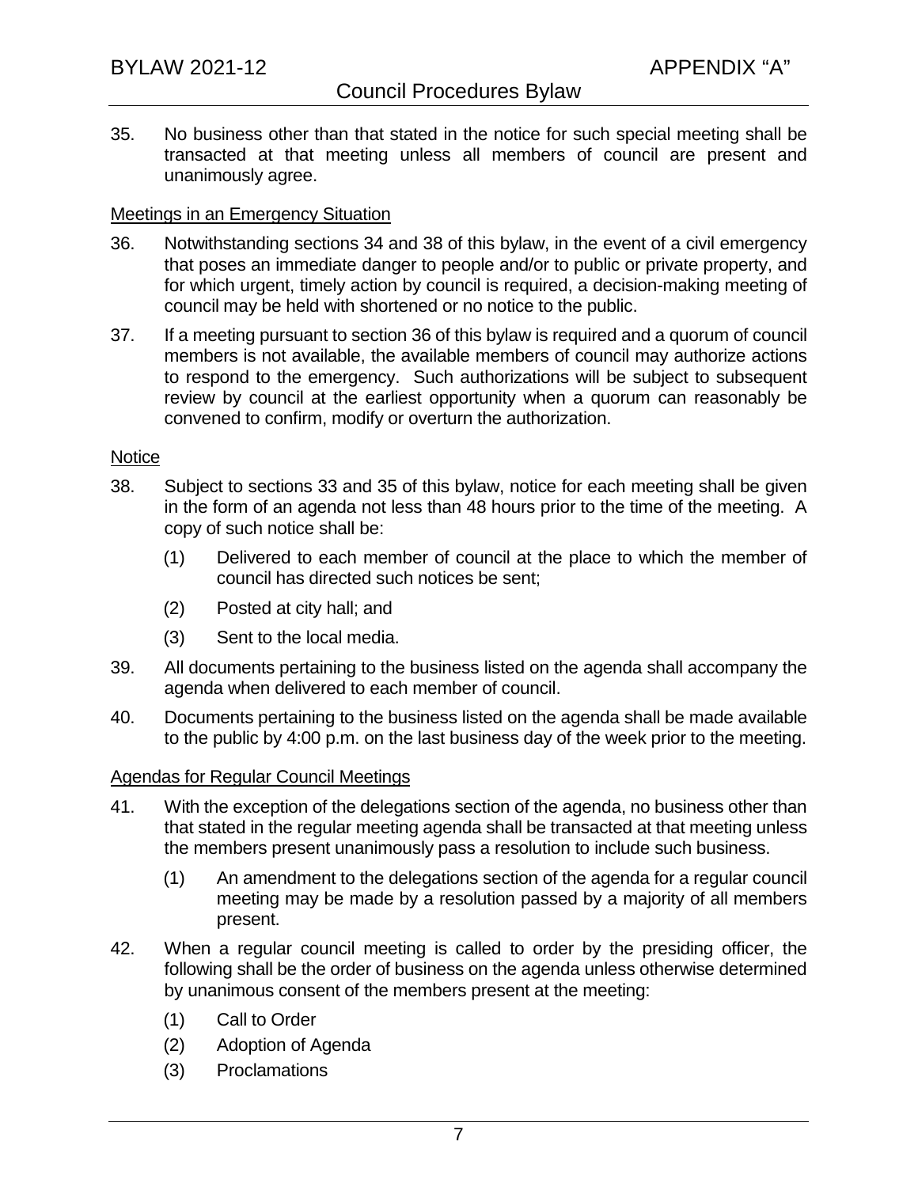35. No business other than that stated in the notice for such special meeting shall be transacted at that meeting unless all members of council are present and unanimously agree.

### Meetings in an Emergency Situation

36. Notwithstanding sections 34 and 38 of this bylaw, in the event of a civil emergency that poses an immediate danger to people and/or to public or private property, and for which urgent, timely action by council is required, a decision-making meeting of council may be held with shortened or no notice to the public.

37. If a meeting pursuant to section 36 of this bylaw is required and a quorum of council members is not available, the available members of council may authorize actions to respond to the emergency. Such authorizations will be subject to subsequent review by council at the earliest opportunity when a quorum can reasonably be convened to confirm, modify or overturn the authorization.

### Notice

38. Subject to sections 33 and 35 of this bylaw, notice for each meeting shall be given in the form of an agenda not less than 48 hours prior to the time of the meeting. A copy of such notice shall be:

    (1) Delivered to each member of council at the place to which the member of council has directed such notices be sent;

    (2) Posted at city hall; and

    (3) Sent to the local media.

39. All documents pertaining to the business listed on the agenda shall accompany the agenda when delivered to each member of council.

40. Documents pertaining to the business listed on the agenda shall be made available to the public by 4:00 p.m. on the last business day of the week prior to the meeting.

### Agendas for Regular Council Meetings

41. With the exception of the delegations section of the agenda, no business other than that stated in the regular meeting agenda shall be transacted at that meeting unless the members present unanimously pass a resolution to include such business.

    (1) An amendment to the delegations section of the agenda for a regular council meeting may be made by a resolution passed by a majority of all members present.

42. When a regular council meeting is called to order by the presiding officer, the following shall be the order of business on the agenda unless otherwise determined by unanimous consent of the members present at the meeting:

    (1) Call to Order

    (2) Adoption of Agenda

    (3) Proclamations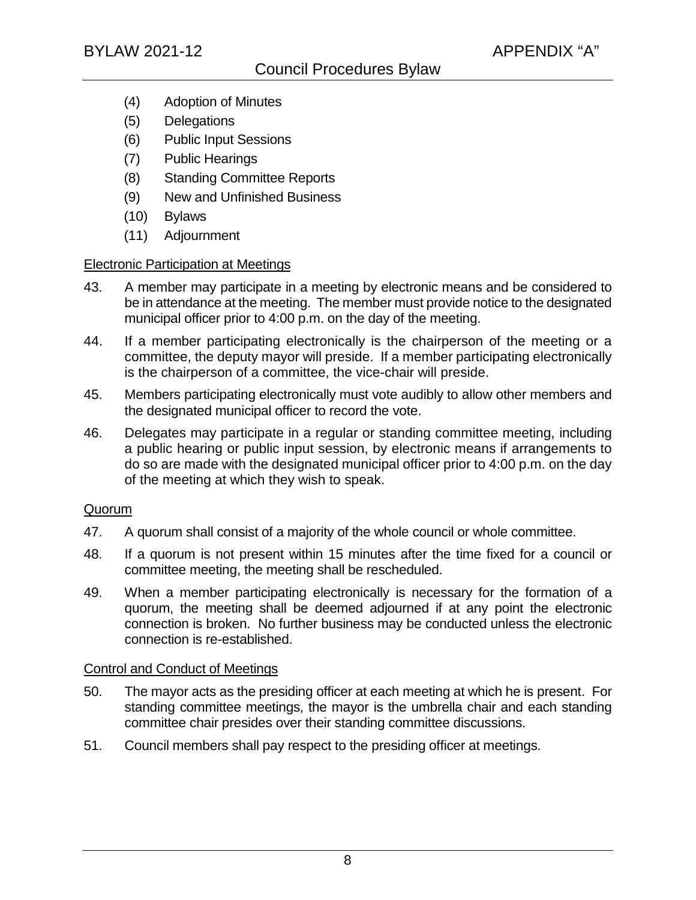(4) Adoption of Minutes
(5) Delegations
(6) Public Input Sessions
(7) Public Hearings
(8) Standing Committee Reports
(9) New and Unfinished Business
(10) Bylaws
(11) Adjournment

Electronic Participation at Meetings

43. A member may participate in a meeting by electronic means and be considered to be in attendance at the meeting. The member must provide notice to the designated municipal officer prior to 4:00 p.m. on the day of the meeting.

44. If a member participating electronically is the chairperson of the meeting or a committee, the deputy mayor will preside. If a member participating electronically is the chairperson of a committee, the vice-chair will preside.

45. Members participating electronically must vote audibly to allow other members and the designated municipal officer to record the vote.

46. Delegates may participate in a regular or standing committee meeting, including a public hearing or public input session, by electronic means if arrangements to do so are made with the designated municipal officer prior to 4:00 p.m. on the day of the meeting at which they wish to speak.

Quorum

47. A quorum shall consist of a majority of the whole council or whole committee.

48. If a quorum is not present within 15 minutes after the time fixed for a council or committee meeting, the meeting shall be rescheduled.

49. When a member participating electronically is necessary for the formation of a quorum, the meeting shall be deemed adjourned if at any point the electronic connection is broken. No further business may be conducted unless the electronic connection is re-established.

Control and Conduct of Meetings

50. The mayor acts as the presiding officer at each meeting at which he is present. For standing committee meetings, the mayor is the umbrella chair and each standing committee chair presides over their standing committee discussions.

51. Council members shall pay respect to the presiding officer at meetings.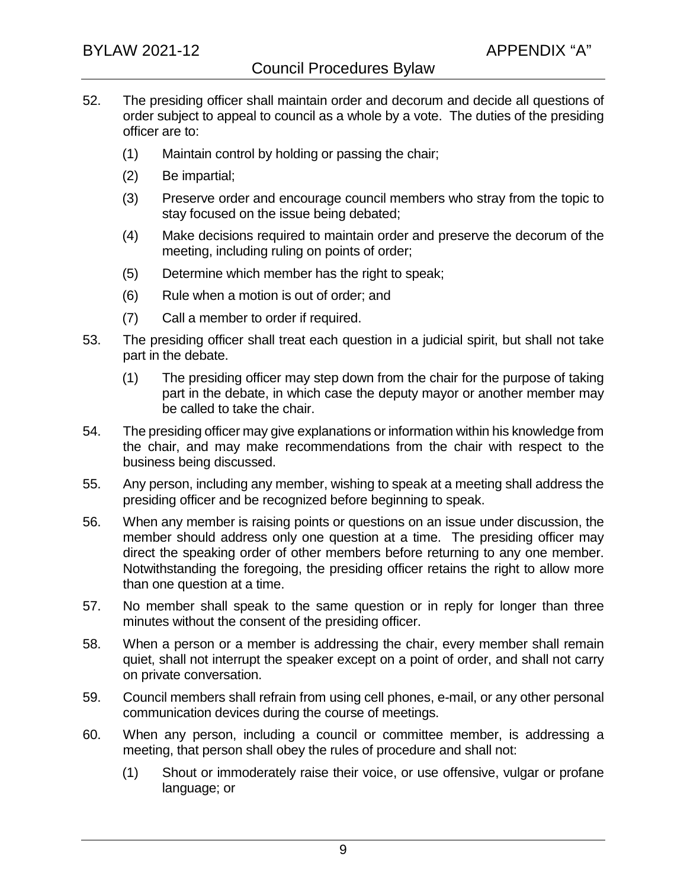52. The presiding officer shall maintain order and decorum and decide all questions of order subject to appeal to council as a whole by a vote. The duties of the presiding officer are to:

    (1) Maintain control by holding or passing the chair;

    (2) Be impartial;

    (3) Preserve order and encourage council members who stray from the topic to stay focused on the issue being debated;

    (4) Make decisions required to maintain order and preserve the decorum of the meeting, including ruling on points of order;

    (5) Determine which member has the right to speak;

    (6) Rule when a motion is out of order; and

    (7) Call a member to order if required.

53. The presiding officer shall treat each question in a judicial spirit, but shall not take part in the debate.

    (1) The presiding officer may step down from the chair for the purpose of taking part in the debate, in which case the deputy mayor or another member may be called to take the chair.

54. The presiding officer may give explanations or information within his knowledge from the chair, and may make recommendations from the chair with respect to the business being discussed.

55. Any person, including any member, wishing to speak at a meeting shall address the presiding officer and be recognized before beginning to speak.

56. When any member is raising points or questions on an issue under discussion, the member should address only one question at a time. The presiding officer may direct the speaking order of other members before returning to any one member. Notwithstanding the foregoing, the presiding officer retains the right to allow more than one question at a time.

57. No member shall speak to the same question or in reply for longer than three minutes without the consent of the presiding officer.

58. When a person or a member is addressing the chair, every member shall remain quiet, shall not interrupt the speaker except on a point of order, and shall not carry on private conversation.

59. Council members shall refrain from using cell phones, e-mail, or any other personal communication devices during the course of meetings.

60. When any person, including a council or committee member, is addressing a meeting, that person shall obey the rules of procedure and shall not:

    (1) Shout or immoderately raise their voice, or use offensive, vulgar or profane language; or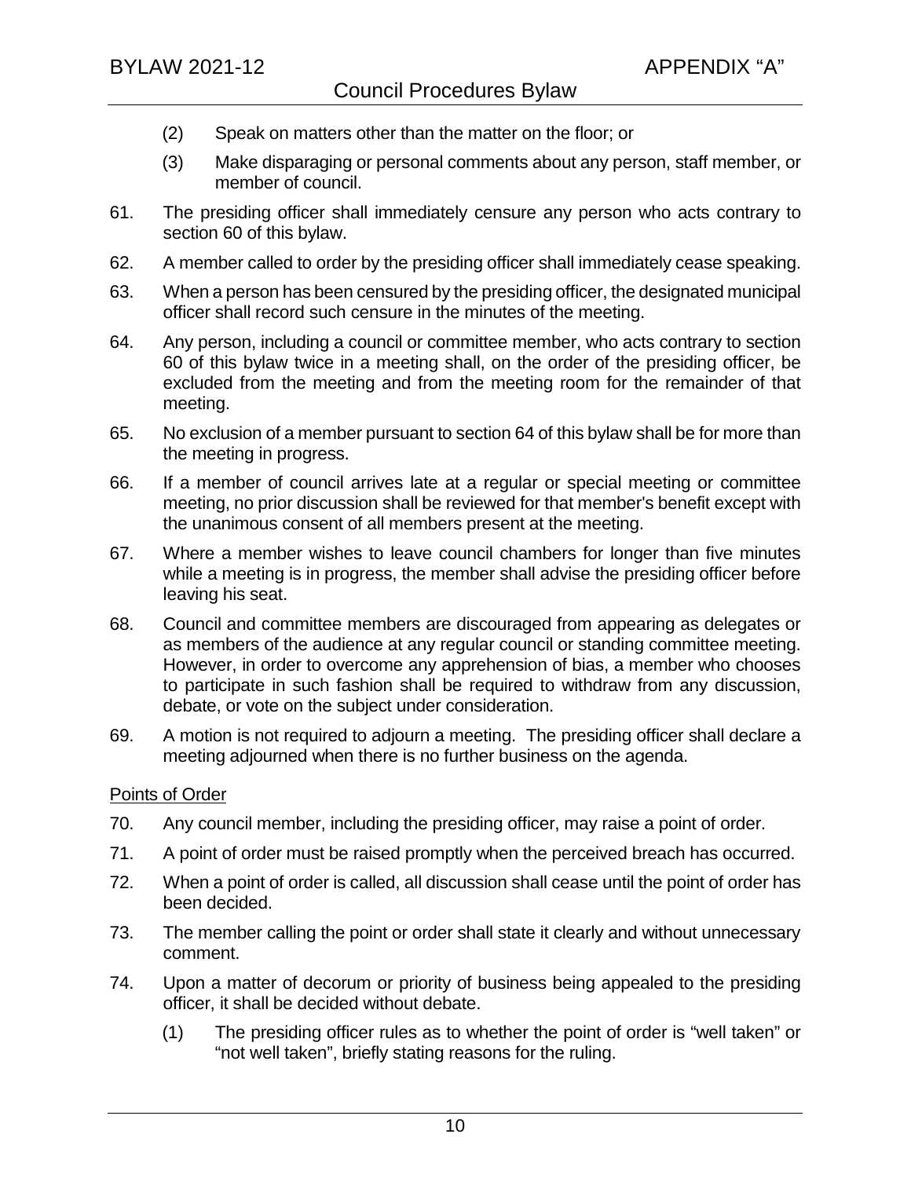(2) Speak on matters other than the matter on the floor; or

(3) Make disparaging or personal comments about any person, staff member, or member of council.

61. The presiding officer shall immediately censure any person who acts contrary to section 60 of this bylaw.

62. A member called to order by the presiding officer shall immediately cease speaking.

63. When a person has been censured by the presiding officer, the designated municipal officer shall record such censure in the minutes of the meeting.

64. Any person, including a council or committee member, who acts contrary to section 60 of this bylaw twice in a meeting shall, on the order of the presiding officer, be excluded from the meeting and from the meeting room for the remainder of that meeting.

65. No exclusion of a member pursuant to section 64 of this bylaw shall be for more than the meeting in progress.

66. If a member of council arrives late at a regular or special meeting or committee meeting, no prior discussion shall be reviewed for that member's benefit except with the unanimous consent of all members present at the meeting.

67. Where a member wishes to leave council chambers for longer than five minutes while a meeting is in progress, the member shall advise the presiding officer before leaving his seat.

68. Council and committee members are discouraged from appearing as delegates or as members of the audience at any regular council or standing committee meeting. However, in order to overcome any apprehension of bias, a member who chooses to participate in such fashion shall be required to withdraw from any discussion, debate, or vote on the subject under consideration.

69. A motion is not required to adjourn a meeting. The presiding officer shall declare a meeting adjourned when there is no further business on the agenda.

<u>Points of Order</u>

70. Any council member, including the presiding officer, may raise a point of order.

71. A point of order must be raised promptly when the perceived breach has occurred.

72. When a point of order is called, all discussion shall cease until the point of order has been decided.

73. The member calling the point or order shall state it clearly and without unnecessary comment.

74. Upon a matter of decorum or priority of business being appealed to the presiding officer, it shall be decided without debate.

(1) The presiding officer rules as to whether the point of order is "well taken" or "not well taken", briefly stating reasons for the ruling.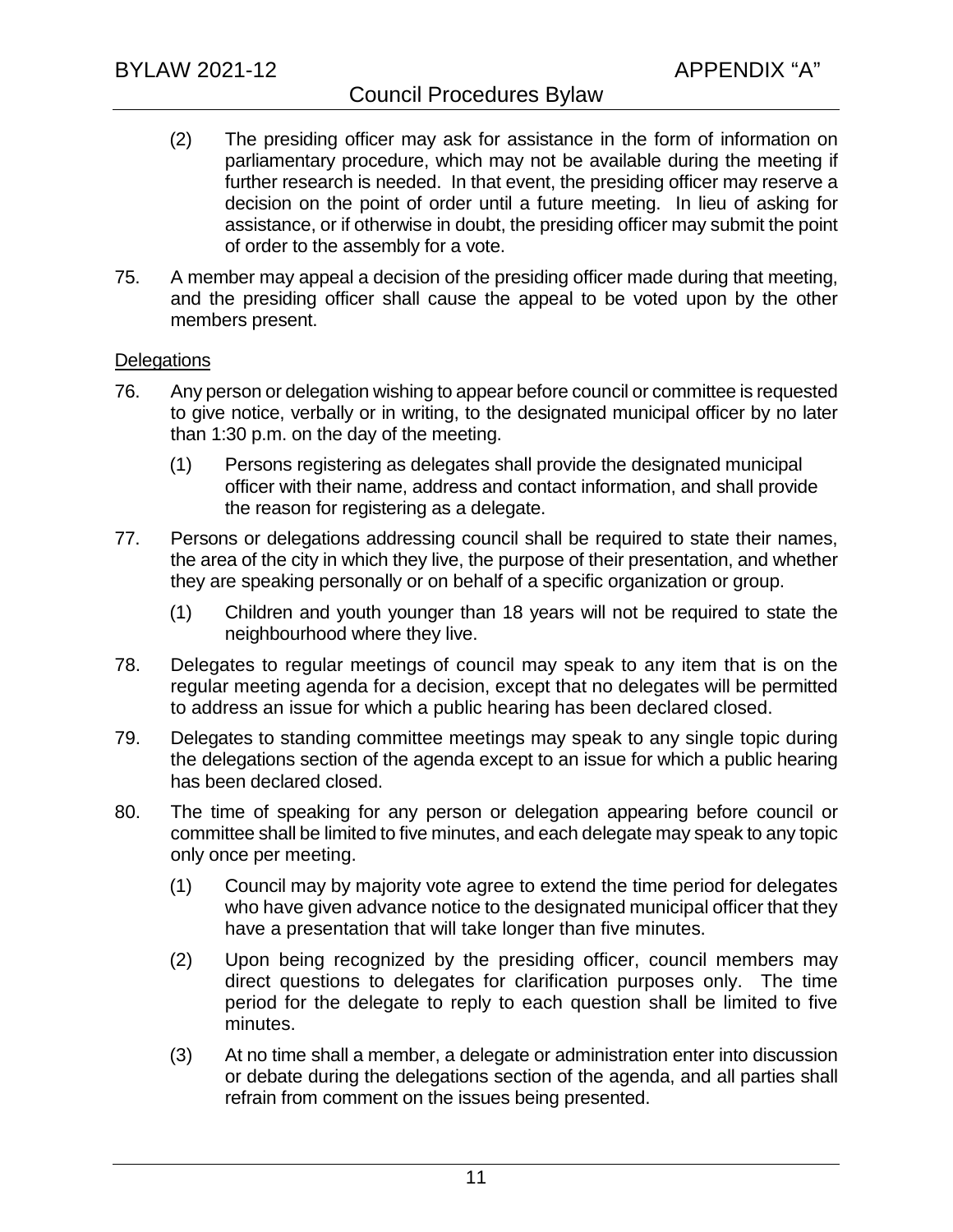(2) The presiding officer may ask for assistance in the form of information on parliamentary procedure, which may not be available during the meeting if further research is needed. In that event, the presiding officer may reserve a decision on the point of order until a future meeting. In lieu of asking for assistance, or if otherwise in doubt, the presiding officer may submit the point of order to the assembly for a vote.

75. A member may appeal a decision of the presiding officer made during that meeting, and the presiding officer shall cause the appeal to be voted upon by the other members present.

<u>Delegations</u>

76. Any person or delegation wishing to appear before council or committee is requested to give notice, verbally or in writing, to the designated municipal officer by no later than 1:30 p.m. on the day of the meeting.

    (1) Persons registering as delegates shall provide the designated municipal officer with their name, address and contact information, and shall provide the reason for registering as a delegate.

77. Persons or delegations addressing council shall be required to state their names, the area of the city in which they live, the purpose of their presentation, and whether they are speaking personally or on behalf of a specific organization or group.

    (1) Children and youth younger than 18 years will not be required to state the neighbourhood where they live.

78. Delegates to regular meetings of council may speak to any item that is on the regular meeting agenda for a decision, except that no delegates will be permitted to address an issue for which a public hearing has been declared closed.

79. Delegates to standing committee meetings may speak to any single topic during the delegations section of the agenda except to an issue for which a public hearing has been declared closed.

80. The time of speaking for any person or delegation appearing before council or committee shall be limited to five minutes, and each delegate may speak to any topic only once per meeting.

    (1) Council may by majority vote agree to extend the time period for delegates who have given advance notice to the designated municipal officer that they have a presentation that will take longer than five minutes.

    (2) Upon being recognized by the presiding officer, council members may direct questions to delegates for clarification purposes only. The time period for the delegate to reply to each question shall be limited to five minutes.

    (3) At no time shall a member, a delegate or administration enter into discussion or debate during the delegations section of the agenda, and all parties shall refrain from comment on the issues being presented.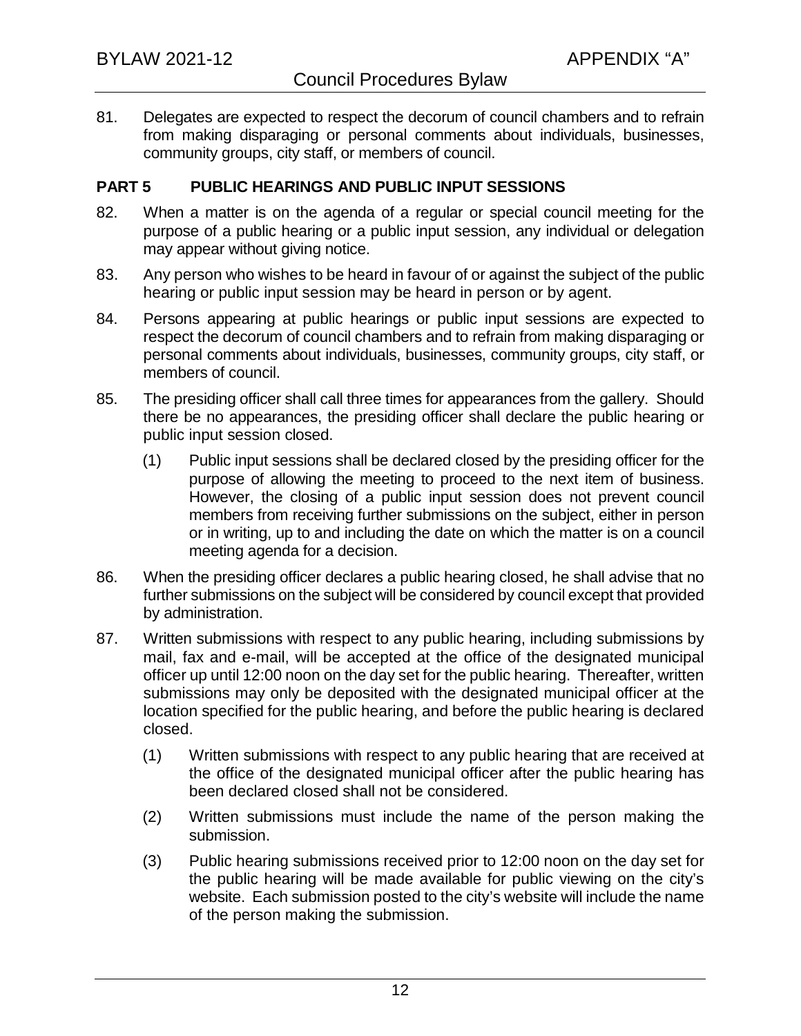81. Delegates are expected to respect the decorum of council chambers and to refrain from making disparaging or personal comments about individuals, businesses, community groups, city staff, or members of council.

## PART 5 PUBLIC HEARINGS AND PUBLIC INPUT SESSIONS

82. When a matter is on the agenda of a regular or special council meeting for the purpose of a public hearing or a public input session, any individual or delegation may appear without giving notice.

83. Any person who wishes to be heard in favour of or against the subject of the public hearing or public input session may be heard in person or by agent.

84. Persons appearing at public hearings or public input sessions are expected to respect the decorum of council chambers and to refrain from making disparaging or personal comments about individuals, businesses, community groups, city staff, or members of council.

85. The presiding officer shall call three times for appearances from the gallery. Should there be no appearances, the presiding officer shall declare the public hearing or public input session closed.

    (1) Public input sessions shall be declared closed by the presiding officer for the purpose of allowing the meeting to proceed to the next item of business. However, the closing of a public input session does not prevent council members from receiving further submissions on the subject, either in person or in writing, up to and including the date on which the matter is on a council meeting agenda for a decision.

86. When the presiding officer declares a public hearing closed, he shall advise that no further submissions on the subject will be considered by council except that provided by administration.

87. Written submissions with respect to any public hearing, including submissions by mail, fax and e-mail, will be accepted at the office of the designated municipal officer up until 12:00 noon on the day set for the public hearing. Thereafter, written submissions may only be deposited with the designated municipal officer at the location specified for the public hearing, and before the public hearing is declared closed.

    (1) Written submissions with respect to any public hearing that are received at the office of the designated municipal officer after the public hearing has been declared closed shall not be considered.

    (2) Written submissions must include the name of the person making the submission.

    (3) Public hearing submissions received prior to 12:00 noon on the day set for the public hearing will be made available for public viewing on the city's website. Each submission posted to the city's website will include the name of the person making the submission.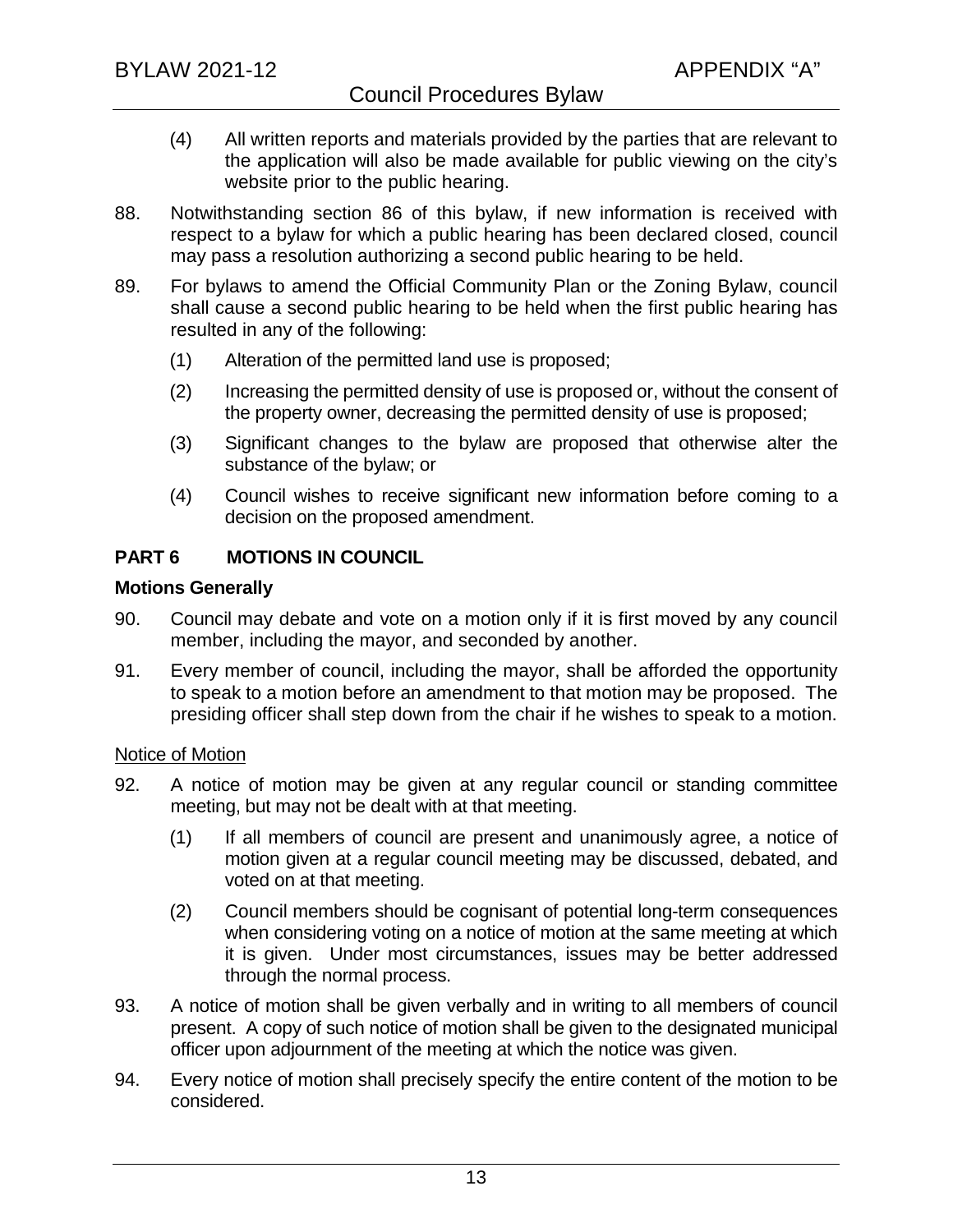(4) All written reports and materials provided by the parties that are relevant to the application will also be made available for public viewing on the city's website prior to the public hearing.

88. Notwithstanding section 86 of this bylaw, if new information is received with respect to a bylaw for which a public hearing has been declared closed, council may pass a resolution authorizing a second public hearing to be held.

89. For bylaws to amend the Official Community Plan or the Zoning Bylaw, council shall cause a second public hearing to be held when the first public hearing has resulted in any of the following:

    (1) Alteration of the permitted land use is proposed;

    (2) Increasing the permitted density of use is proposed or, without the consent of the property owner, decreasing the permitted density of use is proposed;

    (3) Significant changes to the bylaw are proposed that otherwise alter the substance of the bylaw; or

    (4) Council wishes to receive significant new information before coming to a decision on the proposed amendment.

## PART 6 MOTIONS IN COUNCIL

### Motions Generally

90. Council may debate and vote on a motion only if it is first moved by any council member, including the mayor, and seconded by another.

91. Every member of council, including the mayor, shall be afforded the opportunity to speak to a motion before an amendment to that motion may be proposed. The presiding officer shall step down from the chair if he wishes to speak to a motion.

<u>Notice of Motion</u>

92. A notice of motion may be given at any regular council or standing committee meeting, but may not be dealt with at that meeting.

    (1) If all members of council are present and unanimously agree, a notice of motion given at a regular council meeting may be discussed, debated, and voted on at that meeting.

    (2) Council members should be cognisant of potential long-term consequences when considering voting on a notice of motion at the same meeting at which it is given. Under most circumstances, issues may be better addressed through the normal process.

93. A notice of motion shall be given verbally and in writing to all members of council present. A copy of such notice of motion shall be given to the designated municipal officer upon adjournment of the meeting at which the notice was given.

94. Every notice of motion shall precisely specify the entire content of the motion to be considered.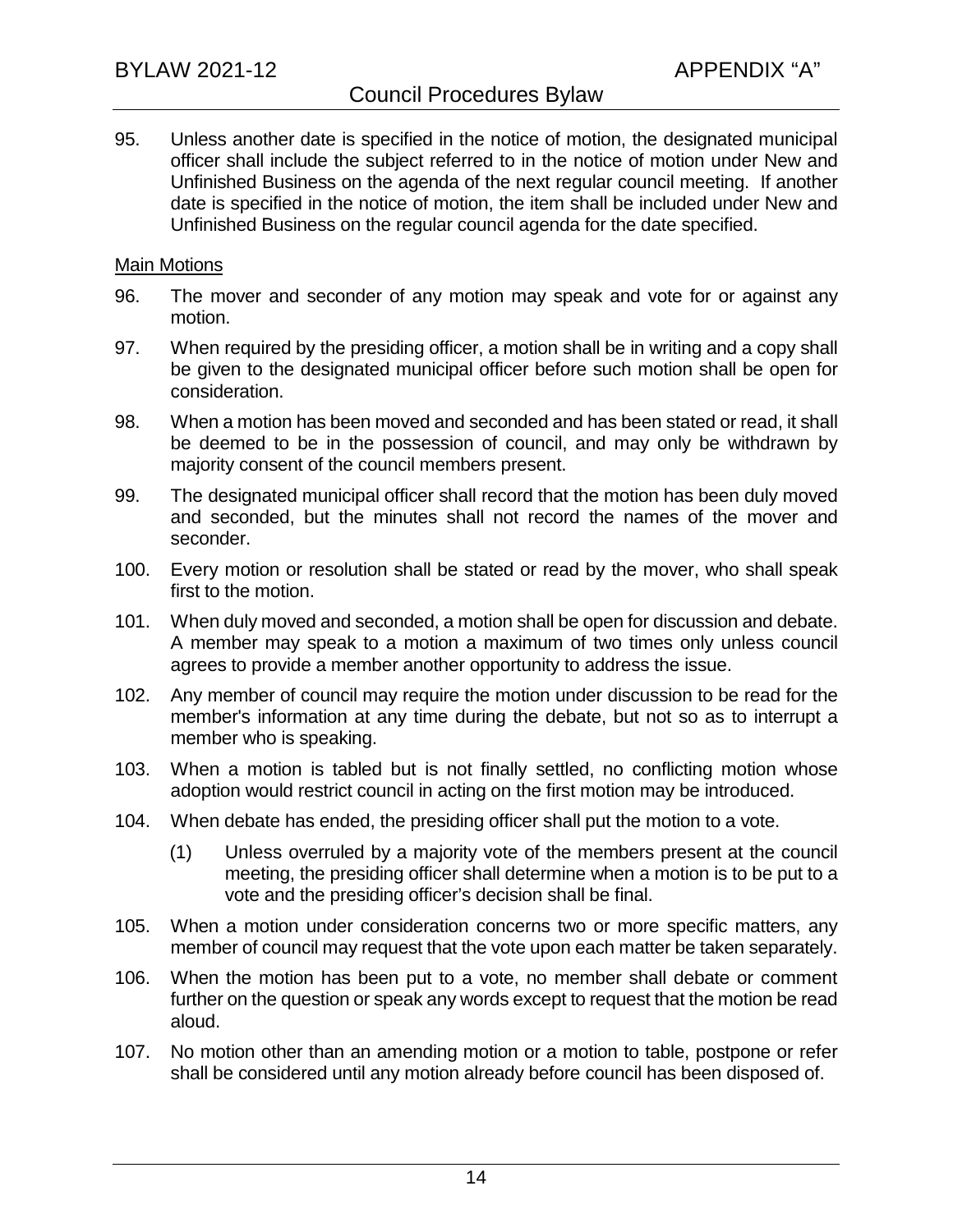95. Unless another date is specified in the notice of motion, the designated municipal officer shall include the subject referred to in the notice of motion under New and Unfinished Business on the agenda of the next regular council meeting. If another date is specified in the notice of motion, the item shall be included under New and Unfinished Business on the regular council agenda for the date specified.

<u>Main Motions</u>

96. The mover and seconder of any motion may speak and vote for or against any motion.

97. When required by the presiding officer, a motion shall be in writing and a copy shall be given to the designated municipal officer before such motion shall be open for consideration.

98. When a motion has been moved and seconded and has been stated or read, it shall be deemed to be in the possession of council, and may only be withdrawn by majority consent of the council members present.

99. The designated municipal officer shall record that the motion has been duly moved and seconded, but the minutes shall not record the names of the mover and seconder.

100. Every motion or resolution shall be stated or read by the mover, who shall speak first to the motion.

101. When duly moved and seconded, a motion shall be open for discussion and debate. A member may speak to a motion a maximum of two times only unless council agrees to provide a member another opportunity to address the issue.

102. Any member of council may require the motion under discussion to be read for the member's information at any time during the debate, but not so as to interrupt a member who is speaking.

103. When a motion is tabled but is not finally settled, no conflicting motion whose adoption would restrict council in acting on the first motion may be introduced.

104. When debate has ended, the presiding officer shall put the motion to a vote.

    (1) Unless overruled by a majority vote of the members present at the council meeting, the presiding officer shall determine when a motion is to be put to a vote and the presiding officer's decision shall be final.

105. When a motion under consideration concerns two or more specific matters, any member of council may request that the vote upon each matter be taken separately.

106. When the motion has been put to a vote, no member shall debate or comment further on the question or speak any words except to request that the motion be read aloud.

107. No motion other than an amending motion or a motion to table, postpone or refer shall be considered until any motion already before council has been disposed of.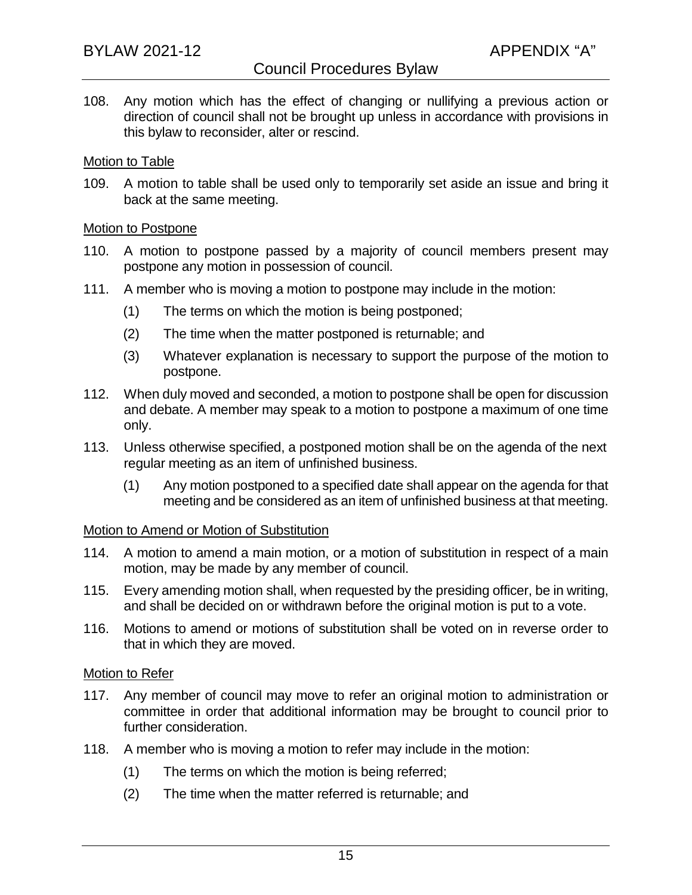108. Any motion which has the effect of changing or nullifying a previous action or direction of council shall not be brought up unless in accordance with provisions in this bylaw to reconsider, alter or rescind.

### Motion to Table

109. A motion to table shall be used only to temporarily set aside an issue and bring it back at the same meeting.

### Motion to Postpone

110. A motion to postpone passed by a majority of council members present may postpone any motion in possession of council.

111. A member who is moving a motion to postpone may include in the motion:

    (1) The terms on which the motion is being postponed;

    (2) The time when the matter postponed is returnable; and

    (3) Whatever explanation is necessary to support the purpose of the motion to postpone.

112. When duly moved and seconded, a motion to postpone shall be open for discussion and debate. A member may speak to a motion to postpone a maximum of one time only.

113. Unless otherwise specified, a postponed motion shall be on the agenda of the next regular meeting as an item of unfinished business.

    (1) Any motion postponed to a specified date shall appear on the agenda for that meeting and be considered as an item of unfinished business at that meeting.

### Motion to Amend or Motion of Substitution

114. A motion to amend a main motion, or a motion of substitution in respect of a main motion, may be made by any member of council.

115. Every amending motion shall, when requested by the presiding officer, be in writing, and shall be decided on or withdrawn before the original motion is put to a vote.

116. Motions to amend or motions of substitution shall be voted on in reverse order to that in which they are moved.

### Motion to Refer

117. Any member of council may move to refer an original motion to administration or committee in order that additional information may be brought to council prior to further consideration.

118. A member who is moving a motion to refer may include in the motion:

    (1) The terms on which the motion is being referred;

    (2) The time when the matter referred is returnable; and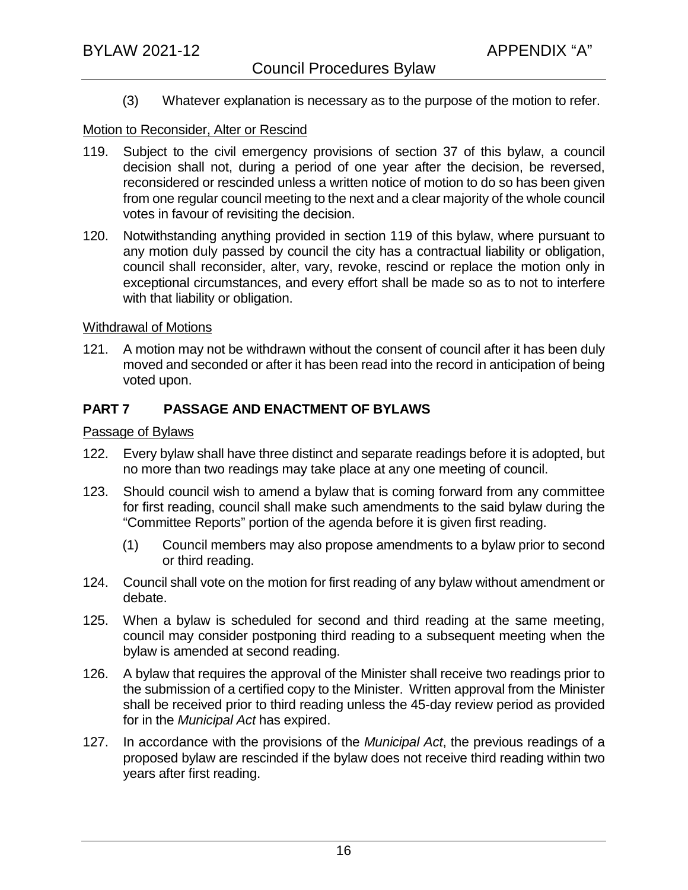(3) Whatever explanation is necessary as to the purpose of the motion to refer.

Motion to Reconsider, Alter or Rescind

119. Subject to the civil emergency provisions of section 37 of this bylaw, a council decision shall not, during a period of one year after the decision, be reversed, reconsidered or rescinded unless a written notice of motion to do so has been given from one regular council meeting to the next and a clear majority of the whole council votes in favour of revisiting the decision.

120. Notwithstanding anything provided in section 119 of this bylaw, where pursuant to any motion duly passed by council the city has a contractual liability or obligation, council shall reconsider, alter, vary, revoke, rescind or replace the motion only in exceptional circumstances, and every effort shall be made so as to not to interfere with that liability or obligation.

Withdrawal of Motions

121. A motion may not be withdrawn without the consent of council after it has been duly moved and seconded or after it has been read into the record in anticipation of being voted upon.

## PART 7 PASSAGE AND ENACTMENT OF BYLAWS

Passage of Bylaws

122. Every bylaw shall have three distinct and separate readings before it is adopted, but no more than two readings may take place at any one meeting of council.

123. Should council wish to amend a bylaw that is coming forward from any committee for first reading, council shall make such amendments to the said bylaw during the "Committee Reports" portion of the agenda before it is given first reading.

    (1) Council members may also propose amendments to a bylaw prior to second or third reading.

124. Council shall vote on the motion for first reading of any bylaw without amendment or debate.

125. When a bylaw is scheduled for second and third reading at the same meeting, council may consider postponing third reading to a subsequent meeting when the bylaw is amended at second reading.

126. A bylaw that requires the approval of the Minister shall receive two readings prior to the submission of a certified copy to the Minister. Written approval from the Minister shall be received prior to third reading unless the 45-day review period as provided for in the *Municipal Act* has expired.

127. In accordance with the provisions of the *Municipal Act*, the previous readings of a proposed bylaw are rescinded if the bylaw does not receive third reading within two years after first reading.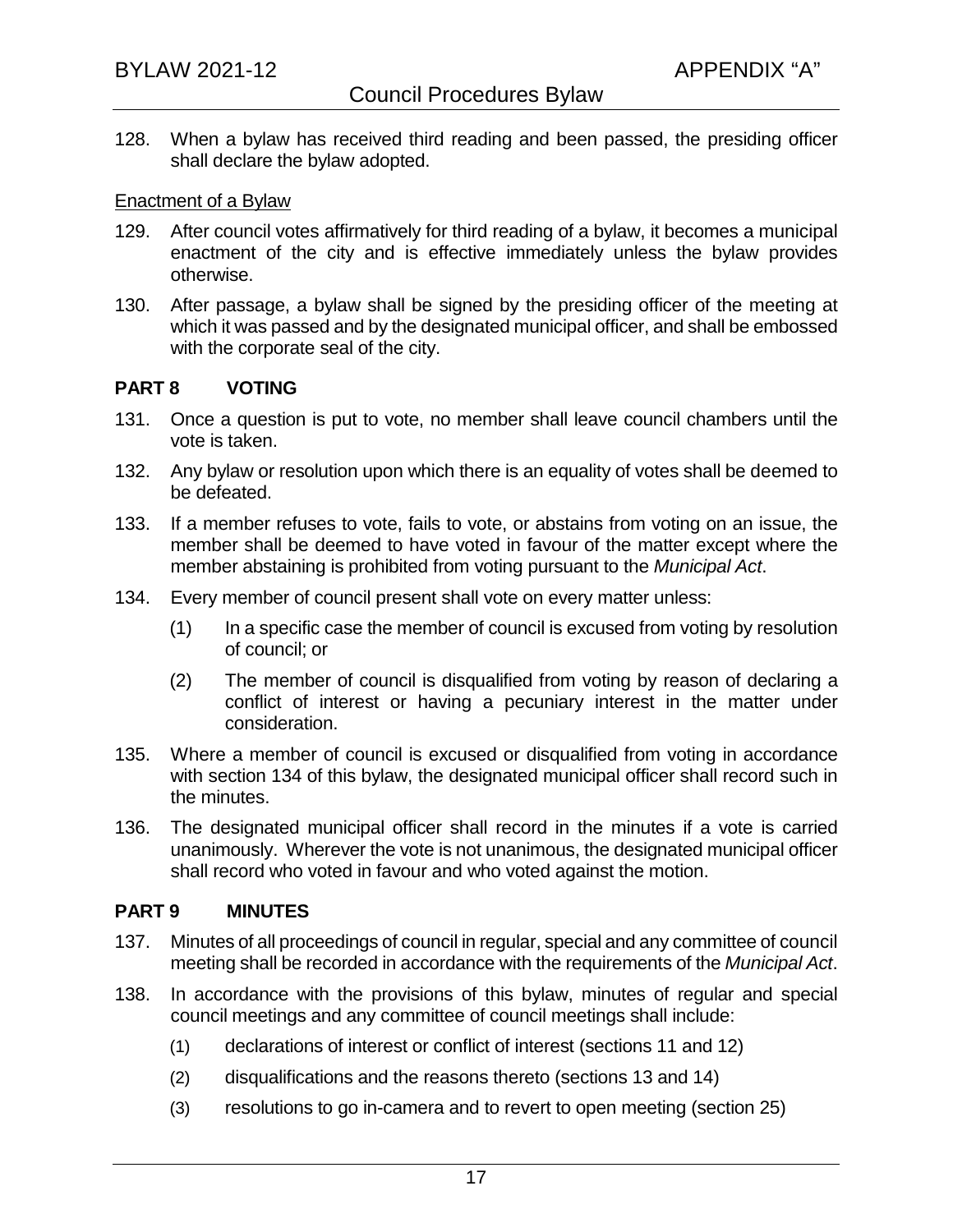128. When a bylaw has received third reading and been passed, the presiding officer shall declare the bylaw adopted.

Enactment of a Bylaw

129. After council votes affirmatively for third reading of a bylaw, it becomes a municipal enactment of the city and is effective immediately unless the bylaw provides otherwise.

130. After passage, a bylaw shall be signed by the presiding officer of the meeting at which it was passed and by the designated municipal officer, and shall be embossed with the corporate seal of the city.

## PART 8 VOTING

131. Once a question is put to vote, no member shall leave council chambers until the vote is taken.

132. Any bylaw or resolution upon which there is an equality of votes shall be deemed to be defeated.

133. If a member refuses to vote, fails to vote, or abstains from voting on an issue, the member shall be deemed to have voted in favour of the matter except where the member abstaining is prohibited from voting pursuant to the *Municipal Act*.

134. Every member of council present shall vote on every matter unless:

   (1) In a specific case the member of council is excused from voting by resolution of council; or

   (2) The member of council is disqualified from voting by reason of declaring a conflict of interest or having a pecuniary interest in the matter under consideration.

135. Where a member of council is excused or disqualified from voting in accordance with section 134 of this bylaw, the designated municipal officer shall record such in the minutes.

136. The designated municipal officer shall record in the minutes if a vote is carried unanimously. Wherever the vote is not unanimous, the designated municipal officer shall record who voted in favour and who voted against the motion.

## PART 9 MINUTES

137. Minutes of all proceedings of council in regular, special and any committee of council meeting shall be recorded in accordance with the requirements of the *Municipal Act*.

138. In accordance with the provisions of this bylaw, minutes of regular and special council meetings and any committee of council meetings shall include:

   (1) declarations of interest or conflict of interest (sections 11 and 12)

   (2) disqualifications and the reasons thereto (sections 13 and 14)

   (3) resolutions to go in-camera and to revert to open meeting (section 25)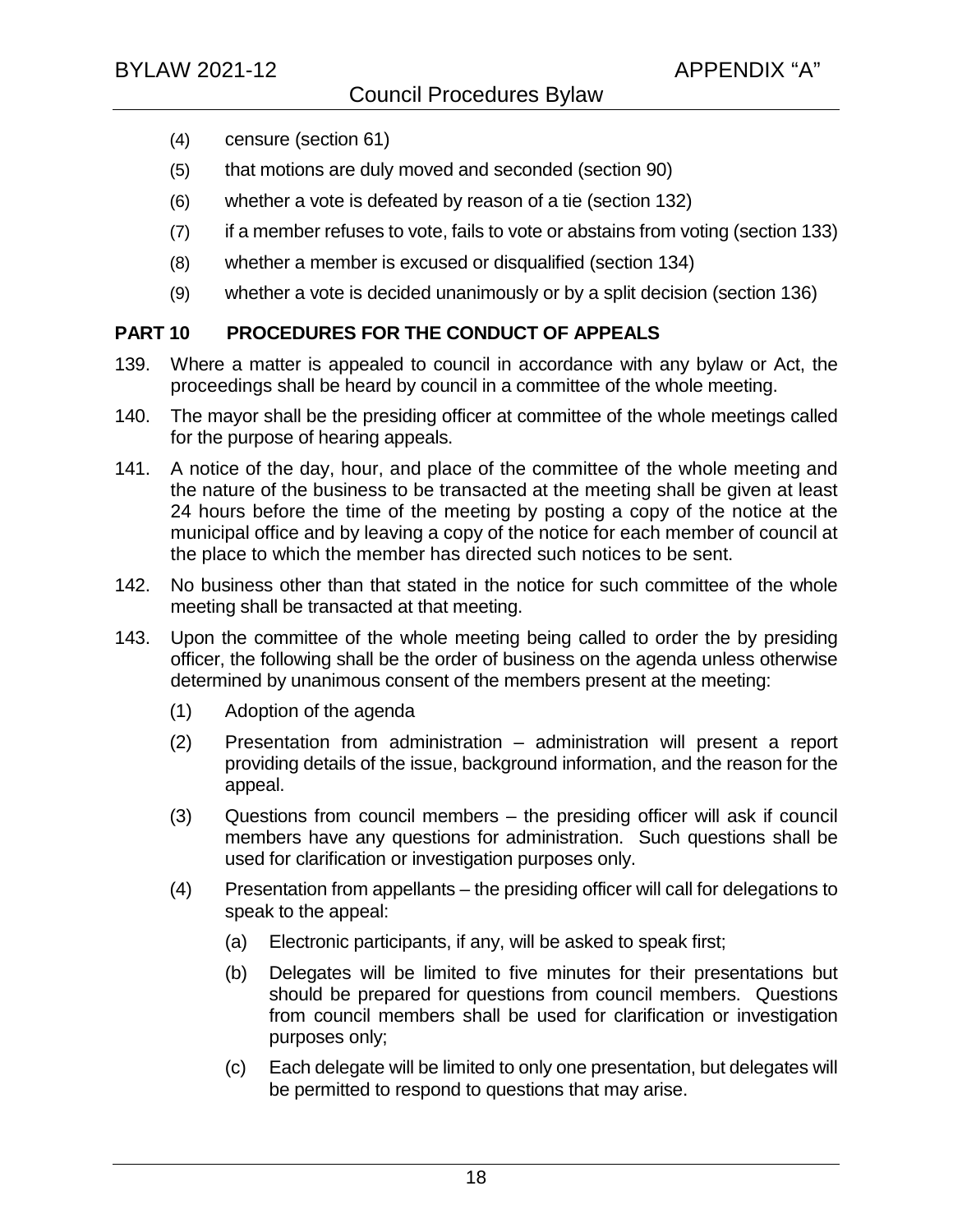(4) censure (section 61)

(5) that motions are duly moved and seconded (section 90)

(6) whether a vote is defeated by reason of a tie (section 132)

(7) if a member refuses to vote, fails to vote or abstains from voting (section 133)

(8) whether a member is excused or disqualified (section 134)

(9) whether a vote is decided unanimously or by a split decision (section 136)

## PART 10 PROCEDURES FOR THE CONDUCT OF APPEALS

139. Where a matter is appealed to council in accordance with any bylaw or Act, the proceedings shall be heard by council in a committee of the whole meeting.

140. The mayor shall be the presiding officer at committee of the whole meetings called for the purpose of hearing appeals.

141. A notice of the day, hour, and place of the committee of the whole meeting and the nature of the business to be transacted at the meeting shall be given at least 24 hours before the time of the meeting by posting a copy of the notice at the municipal office and by leaving a copy of the notice for each member of council at the place to which the member has directed such notices to be sent.

142. No business other than that stated in the notice for such committee of the whole meeting shall be transacted at that meeting.

143. Upon the committee of the whole meeting being called to order the by presiding officer, the following shall be the order of business on the agenda unless otherwise determined by unanimous consent of the members present at the meeting:

(1) Adoption of the agenda

(2) Presentation from administration – administration will present a report providing details of the issue, background information, and the reason for the appeal.

(3) Questions from council members – the presiding officer will ask if council members have any questions for administration. Such questions shall be used for clarification or investigation purposes only.

(4) Presentation from appellants – the presiding officer will call for delegations to speak to the appeal:

(a) Electronic participants, if any, will be asked to speak first;

(b) Delegates will be limited to five minutes for their presentations but should be prepared for questions from council members. Questions from council members shall be used for clarification or investigation purposes only;

(c) Each delegate will be limited to only one presentation, but delegates will be permitted to respond to questions that may arise.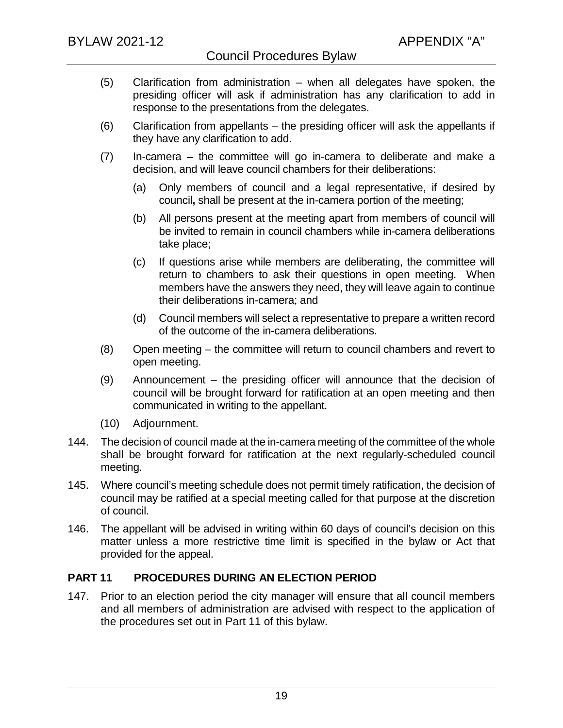(5) Clarification from administration – when all delegates have spoken, the presiding officer will ask if administration has any clarification to add in response to the presentations from the delegates.

(6) Clarification from appellants – the presiding officer will ask the appellants if they have any clarification to add.

(7) In-camera – the committee will go in-camera to deliberate and make a decision, and will leave council chambers for their deliberations:

  (a) Only members of council and a legal representative, if desired by council**,** shall be present at the in-camera portion of the meeting;

  (b) All persons present at the meeting apart from members of council will be invited to remain in council chambers while in-camera deliberations take place;

  (c) If questions arise while members are deliberating, the committee will return to chambers to ask their questions in open meeting. When members have the answers they need, they will leave again to continue their deliberations in-camera; and

  (d) Council members will select a representative to prepare a written record of the outcome of the in-camera deliberations.

(8) Open meeting – the committee will return to council chambers and revert to open meeting.

(9) Announcement – the presiding officer will announce that the decision of council will be brought forward for ratification at an open meeting and then communicated in writing to the appellant.

(10) Adjournment.

144. The decision of council made at the in-camera meeting of the committee of the whole shall be brought forward for ratification at the next regularly-scheduled council meeting.

145. Where council's meeting schedule does not permit timely ratification, the decision of council may be ratified at a special meeting called for that purpose at the discretion of council.

146. The appellant will be advised in writing within 60 days of council's decision on this matter unless a more restrictive time limit is specified in the bylaw or Act that provided for the appeal.

## PART 11 PROCEDURES DURING AN ELECTION PERIOD

147. Prior to an election period the city manager will ensure that all council members and all members of administration are advised with respect to the application of the procedures set out in Part 11 of this bylaw.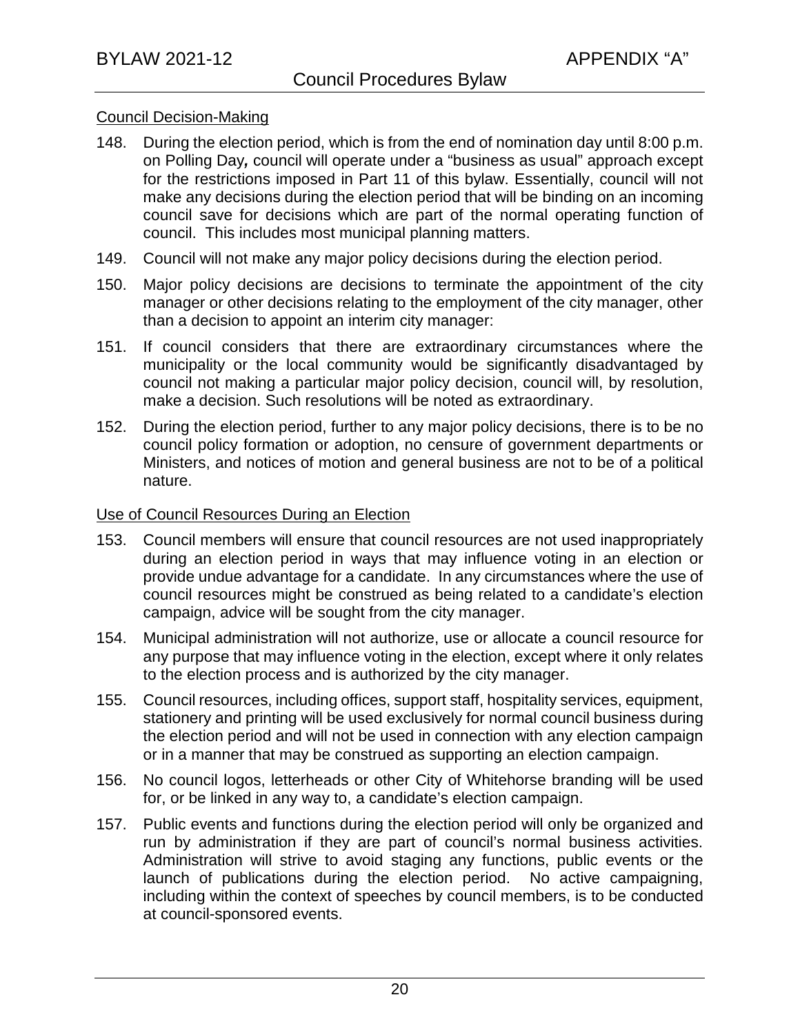Council Decision-Making

148. During the election period, which is from the end of nomination day until 8:00 p.m. on Polling Day***,*** council will operate under a "business as usual" approach except for the restrictions imposed in Part 11 of this bylaw. Essentially, council will not make any decisions during the election period that will be binding on an incoming council save for decisions which are part of the normal operating function of council. This includes most municipal planning matters.

149. Council will not make any major policy decisions during the election period.

150. Major policy decisions are decisions to terminate the appointment of the city manager or other decisions relating to the employment of the city manager, other than a decision to appoint an interim city manager:

151. If council considers that there are extraordinary circumstances where the municipality or the local community would be significantly disadvantaged by council not making a particular major policy decision, council will, by resolution, make a decision. Such resolutions will be noted as extraordinary.

152. During the election period, further to any major policy decisions, there is to be no council policy formation or adoption, no censure of government departments or Ministers, and notices of motion and general business are not to be of a political nature.

Use of Council Resources During an Election

153. Council members will ensure that council resources are not used inappropriately during an election period in ways that may influence voting in an election or provide undue advantage for a candidate. In any circumstances where the use of council resources might be construed as being related to a candidate's election campaign, advice will be sought from the city manager.

154. Municipal administration will not authorize, use or allocate a council resource for any purpose that may influence voting in the election, except where it only relates to the election process and is authorized by the city manager.

155. Council resources, including offices, support staff, hospitality services, equipment, stationery and printing will be used exclusively for normal council business during the election period and will not be used in connection with any election campaign or in a manner that may be construed as supporting an election campaign.

156. No council logos, letterheads or other City of Whitehorse branding will be used for, or be linked in any way to, a candidate's election campaign.

157. Public events and functions during the election period will only be organized and run by administration if they are part of council's normal business activities. Administration will strive to avoid staging any functions, public events or the launch of publications during the election period. No active campaigning, including within the context of speeches by council members, is to be conducted at council-sponsored events.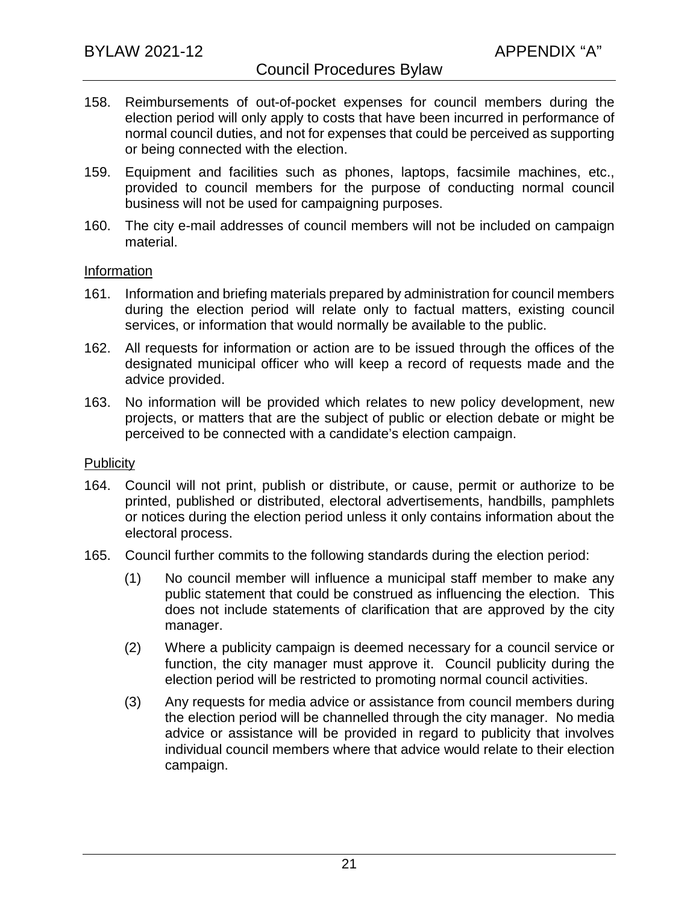158. Reimbursements of out-of-pocket expenses for council members during the election period will only apply to costs that have been incurred in performance of normal council duties, and not for expenses that could be perceived as supporting or being connected with the election.

159. Equipment and facilities such as phones, laptops, facsimile machines, etc., provided to council members for the purpose of conducting normal council business will not be used for campaigning purposes.

160. The city e-mail addresses of council members will not be included on campaign material.

<u>Information</u>

161. Information and briefing materials prepared by administration for council members during the election period will relate only to factual matters, existing council services, or information that would normally be available to the public.

162. All requests for information or action are to be issued through the offices of the designated municipal officer who will keep a record of requests made and the advice provided.

163. No information will be provided which relates to new policy development, new projects, or matters that are the subject of public or election debate or might be perceived to be connected with a candidate's election campaign.

<u>Publicity</u>

164. Council will not print, publish or distribute, or cause, permit or authorize to be printed, published or distributed, electoral advertisements, handbills, pamphlets or notices during the election period unless it only contains information about the electoral process.

165. Council further commits to the following standards during the election period:

    (1) No council member will influence a municipal staff member to make any public statement that could be construed as influencing the election. This does not include statements of clarification that are approved by the city manager.

    (2) Where a publicity campaign is deemed necessary for a council service or function, the city manager must approve it. Council publicity during the election period will be restricted to promoting normal council activities.

    (3) Any requests for media advice or assistance from council members during the election period will be channelled through the city manager. No media advice or assistance will be provided in regard to publicity that involves individual council members where that advice would relate to their election campaign.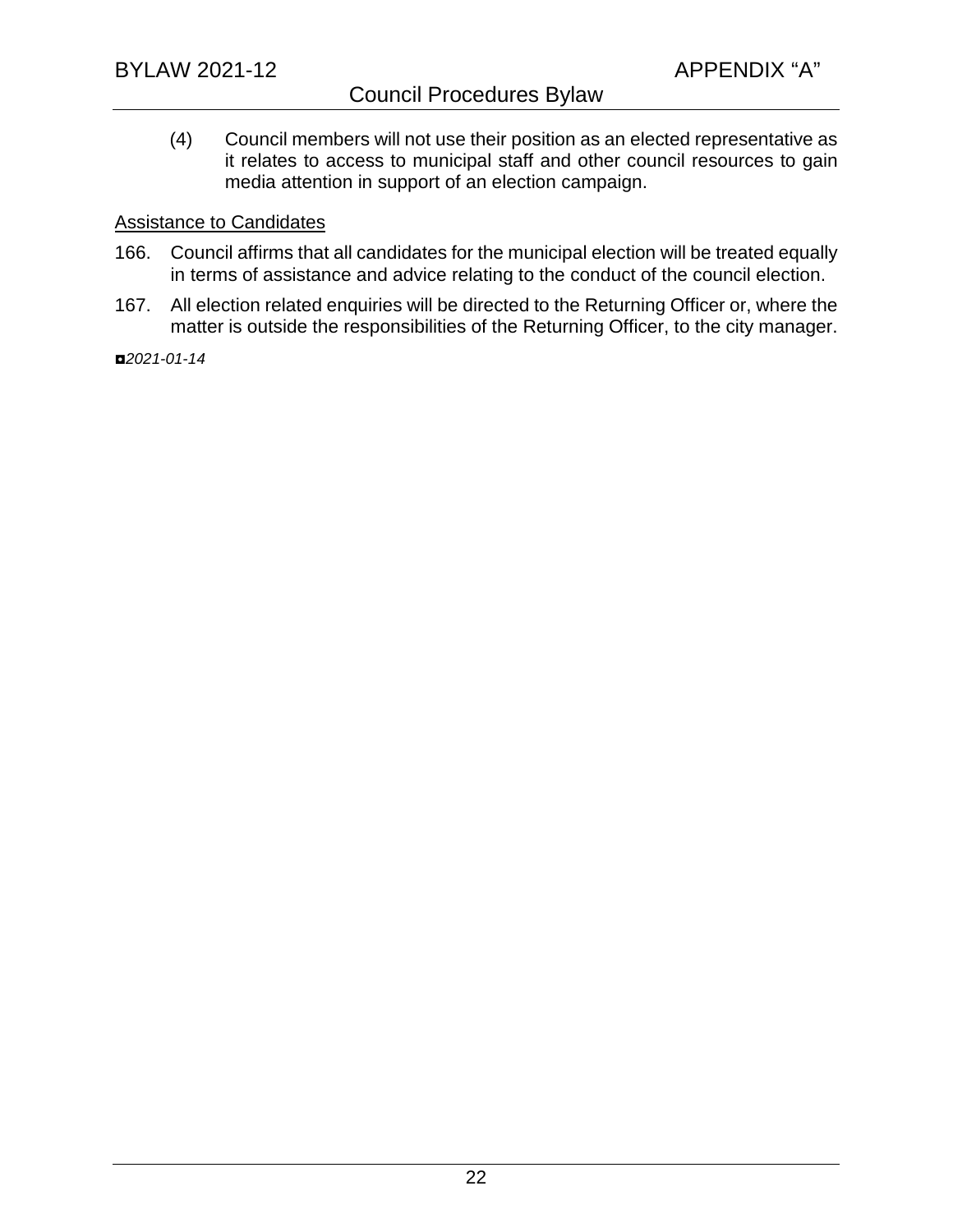(4) Council members will not use their position as an elected representative as it relates to access to municipal staff and other council resources to gain media attention in support of an election campaign.

<u>Assistance to Candidates</u>

166. Council affirms that all candidates for the municipal election will be treated equally in terms of assistance and advice relating to the conduct of the council election.

167. All election related enquiries will be directed to the Returning Officer or, where the matter is outside the responsibilities of the Returning Officer, to the city manager.

◘*2021-01-14*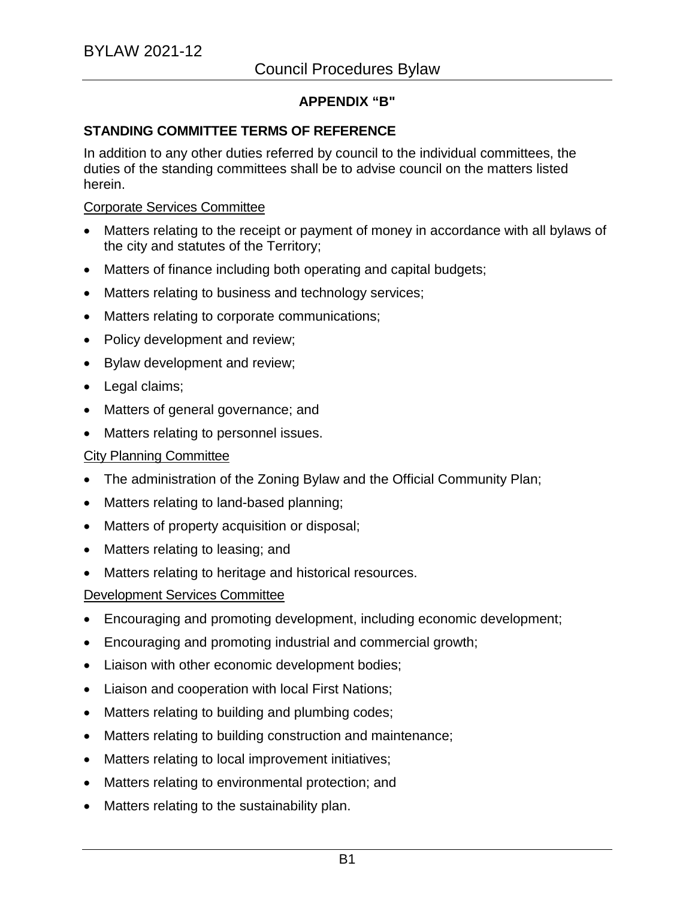## APPENDIX "B"

### STANDING COMMITTEE TERMS OF REFERENCE

In addition to any other duties referred by council to the individual committees, the duties of the standing committees shall be to advise council on the matters listed herein.

Corporate Services Committee

- Matters relating to the receipt or payment of money in accordance with all bylaws of the city and statutes of the Territory;
- Matters of finance including both operating and capital budgets;
- Matters relating to business and technology services;
- Matters relating to corporate communications;
- Policy development and review;
- Bylaw development and review;
- Legal claims;
- Matters of general governance; and
- Matters relating to personnel issues.

City Planning Committee

- The administration of the Zoning Bylaw and the Official Community Plan;
- Matters relating to land-based planning;
- Matters of property acquisition or disposal;
- Matters relating to leasing; and
- Matters relating to heritage and historical resources.

Development Services Committee

- Encouraging and promoting development, including economic development;
- Encouraging and promoting industrial and commercial growth;
- Liaison with other economic development bodies;
- Liaison and cooperation with local First Nations;
- Matters relating to building and plumbing codes;
- Matters relating to building construction and maintenance;
- Matters relating to local improvement initiatives;
- Matters relating to environmental protection; and
- Matters relating to the sustainability plan.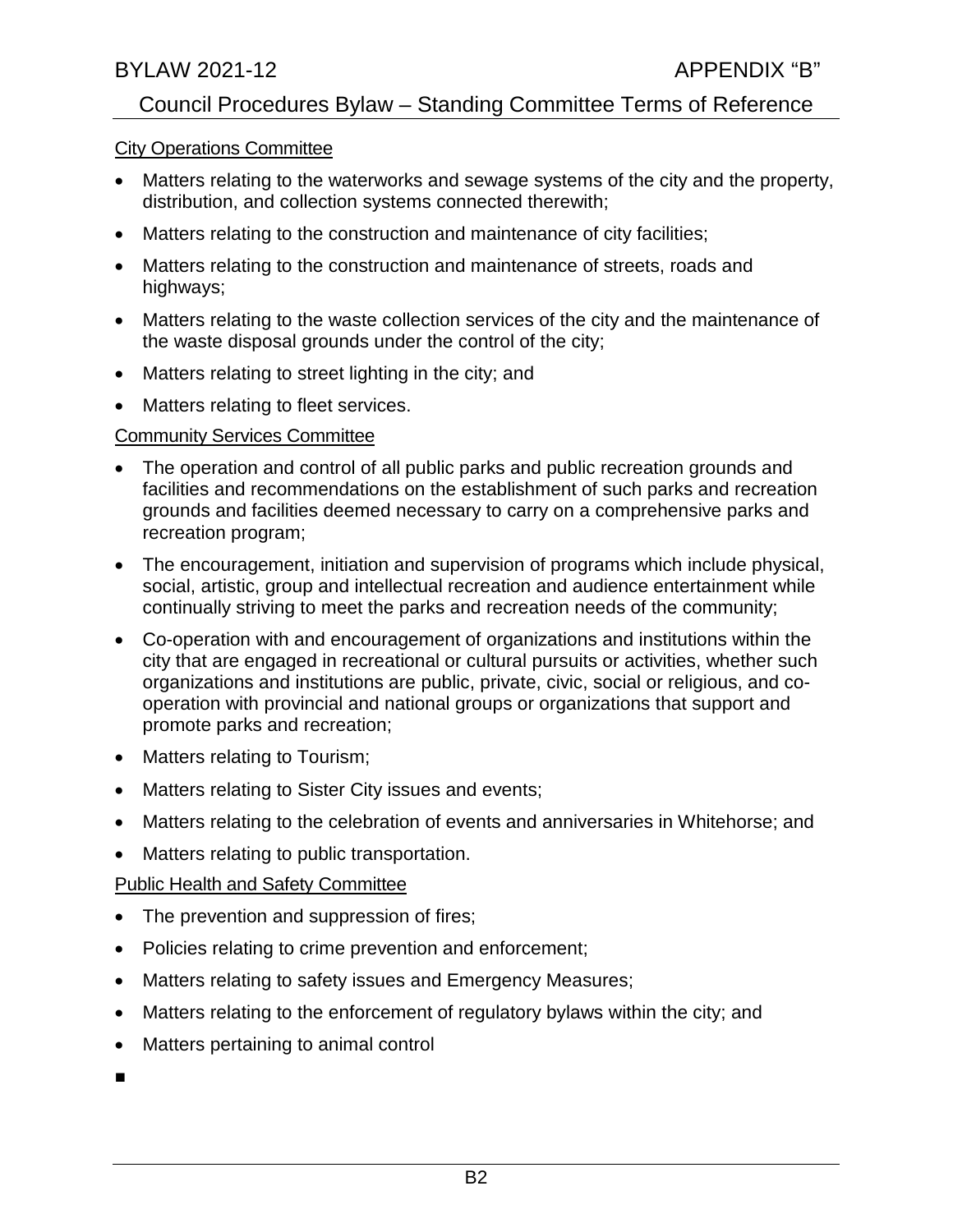## City Operations Committee

- Matters relating to the waterworks and sewage systems of the city and the property, distribution, and collection systems connected therewith;
- Matters relating to the construction and maintenance of city facilities;
- Matters relating to the construction and maintenance of streets, roads and highways;
- Matters relating to the waste collection services of the city and the maintenance of the waste disposal grounds under the control of the city;
- Matters relating to street lighting in the city; and
- Matters relating to fleet services.

## Community Services Committee

- The operation and control of all public parks and public recreation grounds and facilities and recommendations on the establishment of such parks and recreation grounds and facilities deemed necessary to carry on a comprehensive parks and recreation program;
- The encouragement, initiation and supervision of programs which include physical, social, artistic, group and intellectual recreation and audience entertainment while continually striving to meet the parks and recreation needs of the community;
- Co-operation with and encouragement of organizations and institutions within the city that are engaged in recreational or cultural pursuits or activities, whether such organizations and institutions are public, private, civic, social or religious, and co-operation with provincial and national groups or organizations that support and promote parks and recreation;
- Matters relating to Tourism;
- Matters relating to Sister City issues and events;
- Matters relating to the celebration of events and anniversaries in Whitehorse; and
- Matters relating to public transportation.

## Public Health and Safety Committee

- The prevention and suppression of fires;
- Policies relating to crime prevention and enforcement;
- Matters relating to safety issues and Emergency Measures;
- Matters relating to the enforcement of regulatory bylaws within the city; and
- Matters pertaining to animal control

■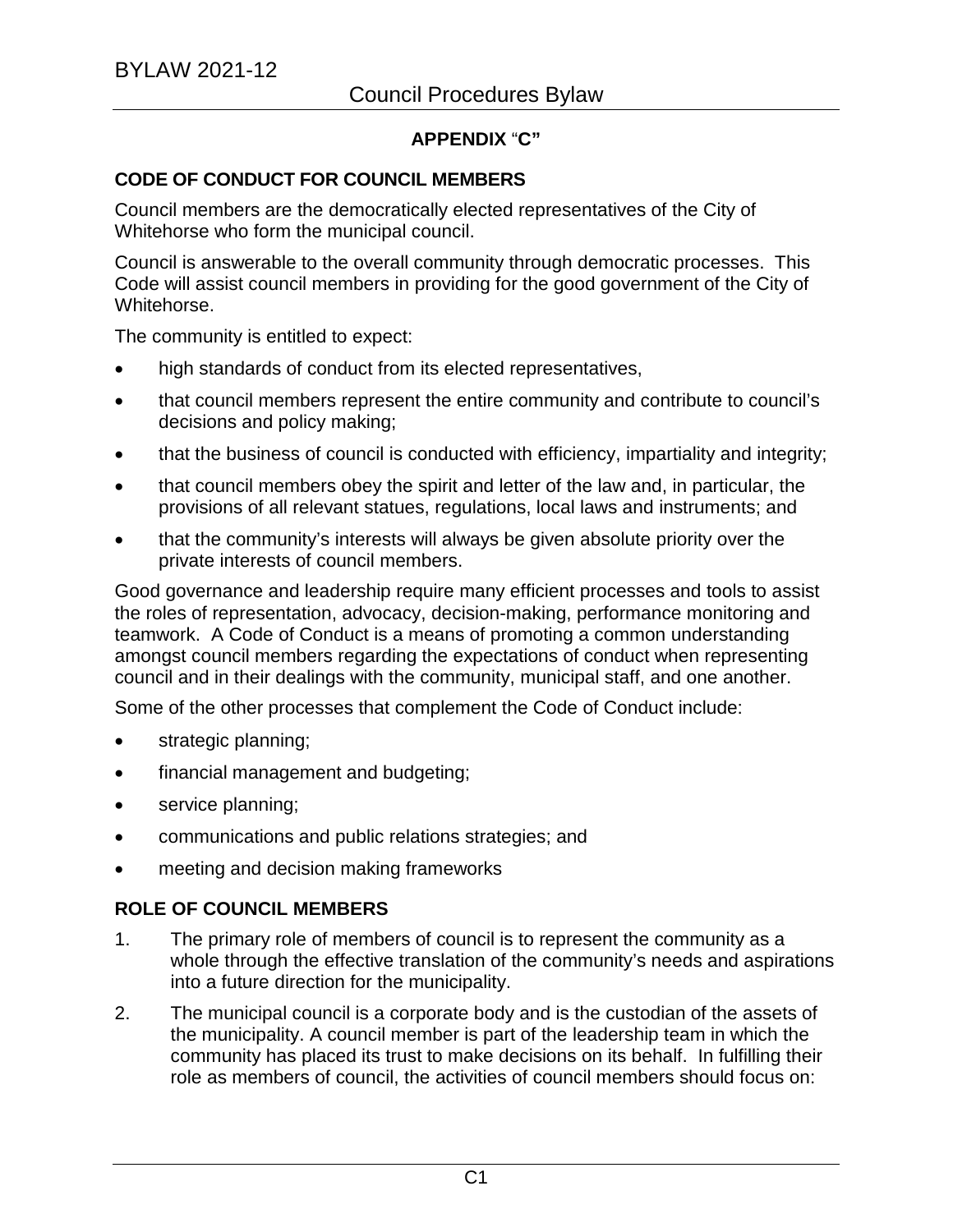**APPENDIX "C"**

**CODE OF CONDUCT FOR COUNCIL MEMBERS**

Council members are the democratically elected representatives of the City of Whitehorse who form the municipal council.

Council is answerable to the overall community through democratic processes. This Code will assist council members in providing for the good government of the City of Whitehorse.

The community is entitled to expect:

- high standards of conduct from its elected representatives,
- that council members represent the entire community and contribute to council's decisions and policy making;
- that the business of council is conducted with efficiency, impartiality and integrity;
- that council members obey the spirit and letter of the law and, in particular, the provisions of all relevant statues, regulations, local laws and instruments; and
- that the community's interests will always be given absolute priority over the private interests of council members.

Good governance and leadership require many efficient processes and tools to assist the roles of representation, advocacy, decision-making, performance monitoring and teamwork. A Code of Conduct is a means of promoting a common understanding amongst council members regarding the expectations of conduct when representing council and in their dealings with the community, municipal staff, and one another.

Some of the other processes that complement the Code of Conduct include:

- strategic planning;
- financial management and budgeting;
- service planning;
- communications and public relations strategies; and
- meeting and decision making frameworks

**ROLE OF COUNCIL MEMBERS**

1. The primary role of members of council is to represent the community as a whole through the effective translation of the community's needs and aspirations into a future direction for the municipality.
2. The municipal council is a corporate body and is the custodian of the assets of the municipality. A council member is part of the leadership team in which the community has placed its trust to make decisions on its behalf. In fulfilling their role as members of council, the activities of council members should focus on: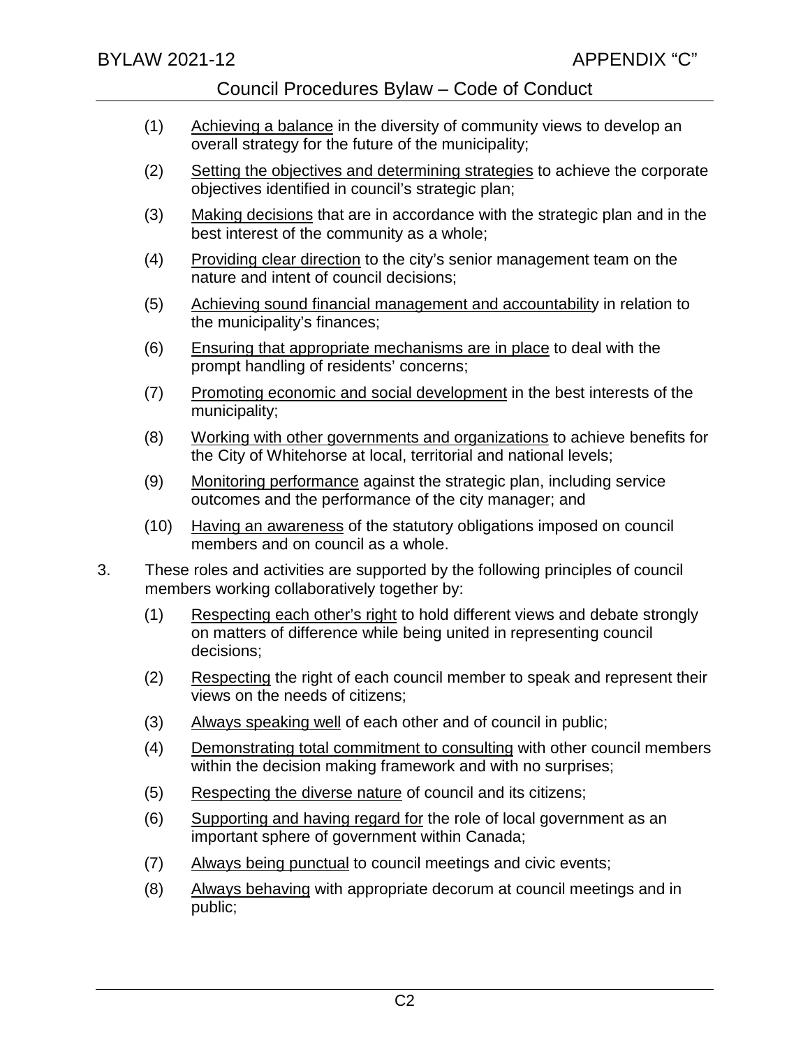(1) Achieving a balance in the diversity of community views to develop an overall strategy for the future of the municipality;

(2) Setting the objectives and determining strategies to achieve the corporate objectives identified in council's strategic plan;

(3) Making decisions that are in accordance with the strategic plan and in the best interest of the community as a whole;

(4) Providing clear direction to the city's senior management team on the nature and intent of council decisions;

(5) Achieving sound financial management and accountability in relation to the municipality's finances;

(6) Ensuring that appropriate mechanisms are in place to deal with the prompt handling of residents' concerns;

(7) Promoting economic and social development in the best interests of the municipality;

(8) Working with other governments and organizations to achieve benefits for the City of Whitehorse at local, territorial and national levels;

(9) Monitoring performance against the strategic plan, including service outcomes and the performance of the city manager; and

(10) Having an awareness of the statutory obligations imposed on council members and on council as a whole.

3. These roles and activities are supported by the following principles of council members working collaboratively together by:

(1) Respecting each other's right to hold different views and debate strongly on matters of difference while being united in representing council decisions;

(2) Respecting the right of each council member to speak and represent their views on the needs of citizens;

(3) Always speaking well of each other and of council in public;

(4) Demonstrating total commitment to consulting with other council members within the decision making framework and with no surprises;

(5) Respecting the diverse nature of council and its citizens;

(6) Supporting and having regard for the role of local government as an important sphere of government within Canada;

(7) Always being punctual to council meetings and civic events;

(8) Always behaving with appropriate decorum at council meetings and in public;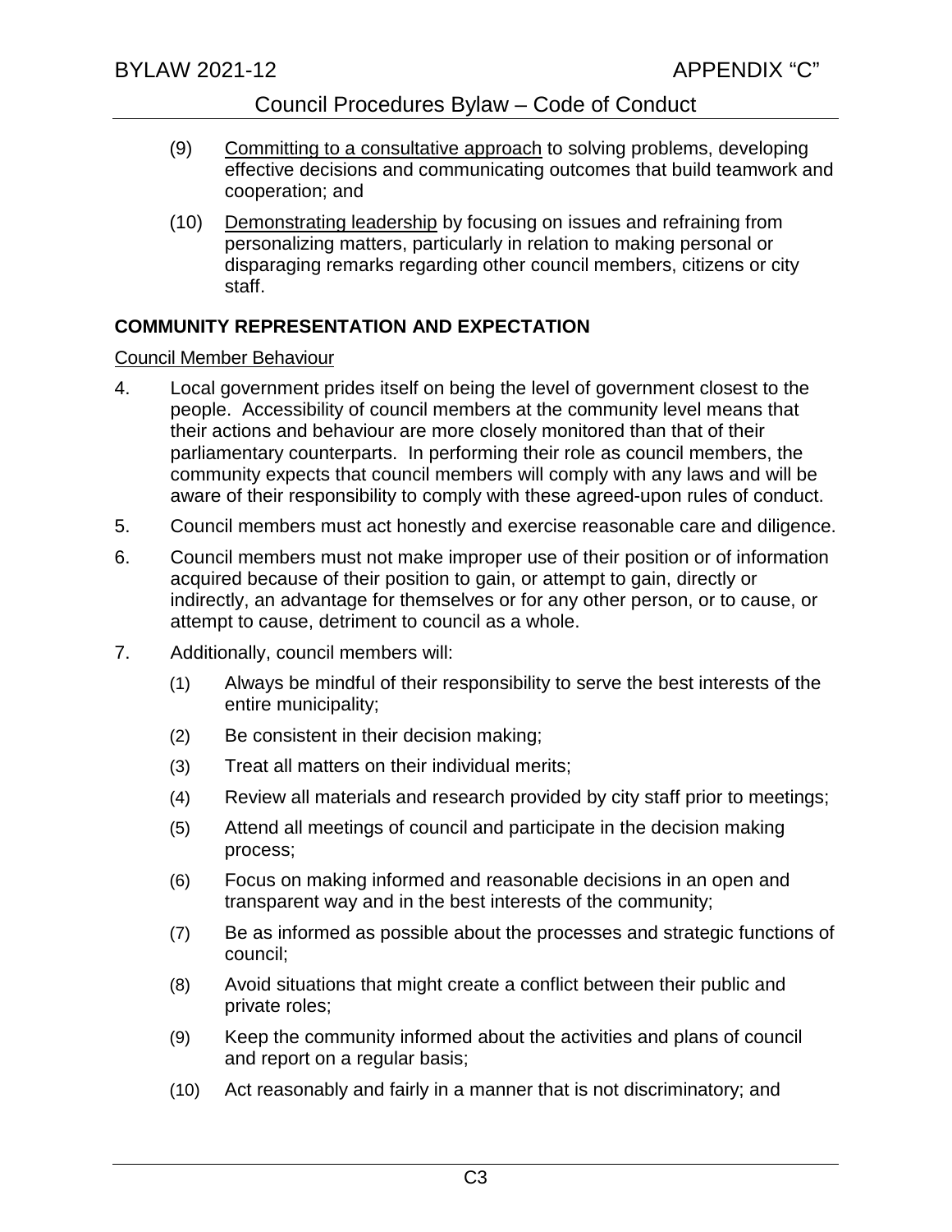(9) Committing to a consultative approach to solving problems, developing effective decisions and communicating outcomes that build teamwork and cooperation; and

(10) Demonstrating leadership by focusing on issues and refraining from personalizing matters, particularly in relation to making personal or disparaging remarks regarding other council members, citizens or city staff.

**COMMUNITY REPRESENTATION AND EXPECTATION**

Council Member Behaviour

4. Local government prides itself on being the level of government closest to the people. Accessibility of council members at the community level means that their actions and behaviour are more closely monitored than that of their parliamentary counterparts. In performing their role as council members, the community expects that council members will comply with any laws and will be aware of their responsibility to comply with these agreed-upon rules of conduct.

5. Council members must act honestly and exercise reasonable care and diligence.

6. Council members must not make improper use of their position or of information acquired because of their position to gain, or attempt to gain, directly or indirectly, an advantage for themselves or for any other person, or to cause, or attempt to cause, detriment to council as a whole.

7. Additionally, council members will:

   (1) Always be mindful of their responsibility to serve the best interests of the entire municipality;

   (2) Be consistent in their decision making;

   (3) Treat all matters on their individual merits;

   (4) Review all materials and research provided by city staff prior to meetings;

   (5) Attend all meetings of council and participate in the decision making process;

   (6) Focus on making informed and reasonable decisions in an open and transparent way and in the best interests of the community;

   (7) Be as informed as possible about the processes and strategic functions of council;

   (8) Avoid situations that might create a conflict between their public and private roles;

   (9) Keep the community informed about the activities and plans of council and report on a regular basis;

   (10) Act reasonably and fairly in a manner that is not discriminatory; and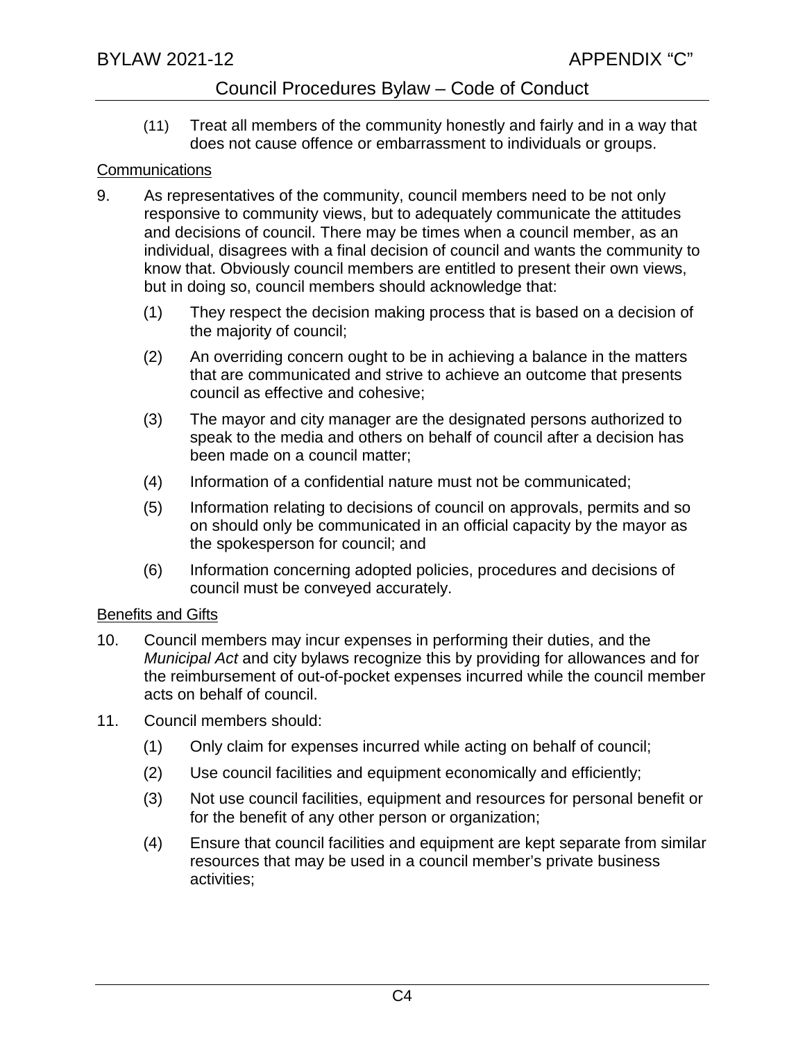(11) Treat all members of the community honestly and fairly and in a way that does not cause offence or embarrassment to individuals or groups.

Communications

9. As representatives of the community, council members need to be not only responsive to community views, but to adequately communicate the attitudes and decisions of council. There may be times when a council member, as an individual, disagrees with a final decision of council and wants the community to know that. Obviously council members are entitled to present their own views, but in doing so, council members should acknowledge that:

   (1) They respect the decision making process that is based on a decision of the majority of council;

   (2) An overriding concern ought to be in achieving a balance in the matters that are communicated and strive to achieve an outcome that presents council as effective and cohesive;

   (3) The mayor and city manager are the designated persons authorized to speak to the media and others on behalf of council after a decision has been made on a council matter;

   (4) Information of a confidential nature must not be communicated;

   (5) Information relating to decisions of council on approvals, permits and so on should only be communicated in an official capacity by the mayor as the spokesperson for council; and

   (6) Information concerning adopted policies, procedures and decisions of council must be conveyed accurately.

Benefits and Gifts

10. Council members may incur expenses in performing their duties, and the *Municipal Act* and city bylaws recognize this by providing for allowances and for the reimbursement of out-of-pocket expenses incurred while the council member acts on behalf of council.

11. Council members should:

   (1) Only claim for expenses incurred while acting on behalf of council;

   (2) Use council facilities and equipment economically and efficiently;

   (3) Not use council facilities, equipment and resources for personal benefit or for the benefit of any other person or organization;

   (4) Ensure that council facilities and equipment are kept separate from similar resources that may be used in a council member's private business activities;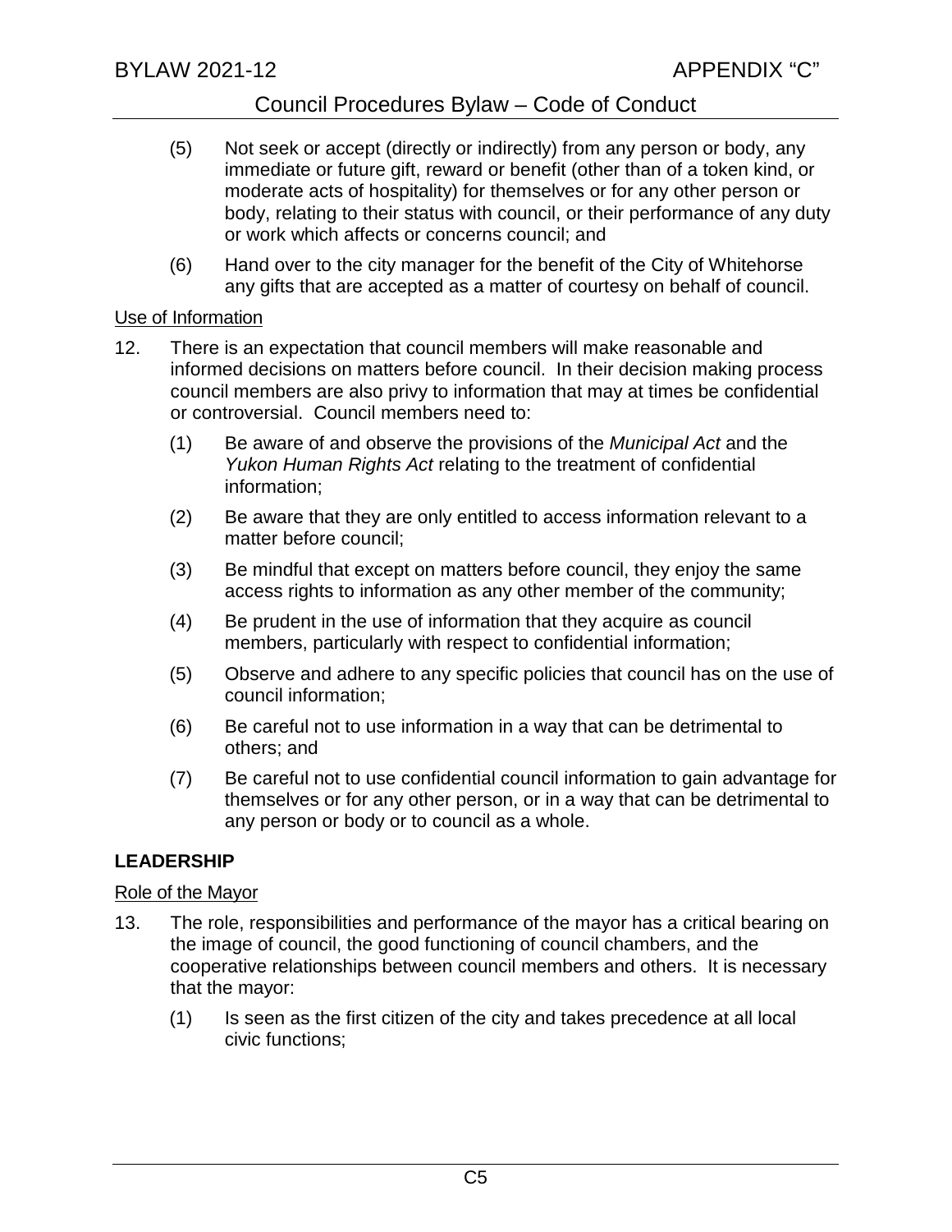(5) Not seek or accept (directly or indirectly) from any person or body, any immediate or future gift, reward or benefit (other than of a token kind, or moderate acts of hospitality) for themselves or for any other person or body, relating to their status with council, or their performance of any duty or work which affects or concerns council; and

(6) Hand over to the city manager for the benefit of the City of Whitehorse any gifts that are accepted as a matter of courtesy on behalf of council.

Use of Information

12. There is an expectation that council members will make reasonable and informed decisions on matters before council. In their decision making process council members are also privy to information that may at times be confidential or controversial. Council members need to:

(1) Be aware of and observe the provisions of the *Municipal Act* and the *Yukon Human Rights Act* relating to the treatment of confidential information;

(2) Be aware that they are only entitled to access information relevant to a matter before council;

(3) Be mindful that except on matters before council, they enjoy the same access rights to information as any other member of the community;

(4) Be prudent in the use of information that they acquire as council members, particularly with respect to confidential information;

(5) Observe and adhere to any specific policies that council has on the use of council information;

(6) Be careful not to use information in a way that can be detrimental to others; and

(7) Be careful not to use confidential council information to gain advantage for themselves or for any other person, or in a way that can be detrimental to any person or body or to council as a whole.

**LEADERSHIP**

Role of the Mayor

13. The role, responsibilities and performance of the mayor has a critical bearing on the image of council, the good functioning of council chambers, and the cooperative relationships between council members and others. It is necessary that the mayor:

(1) Is seen as the first citizen of the city and takes precedence at all local civic functions;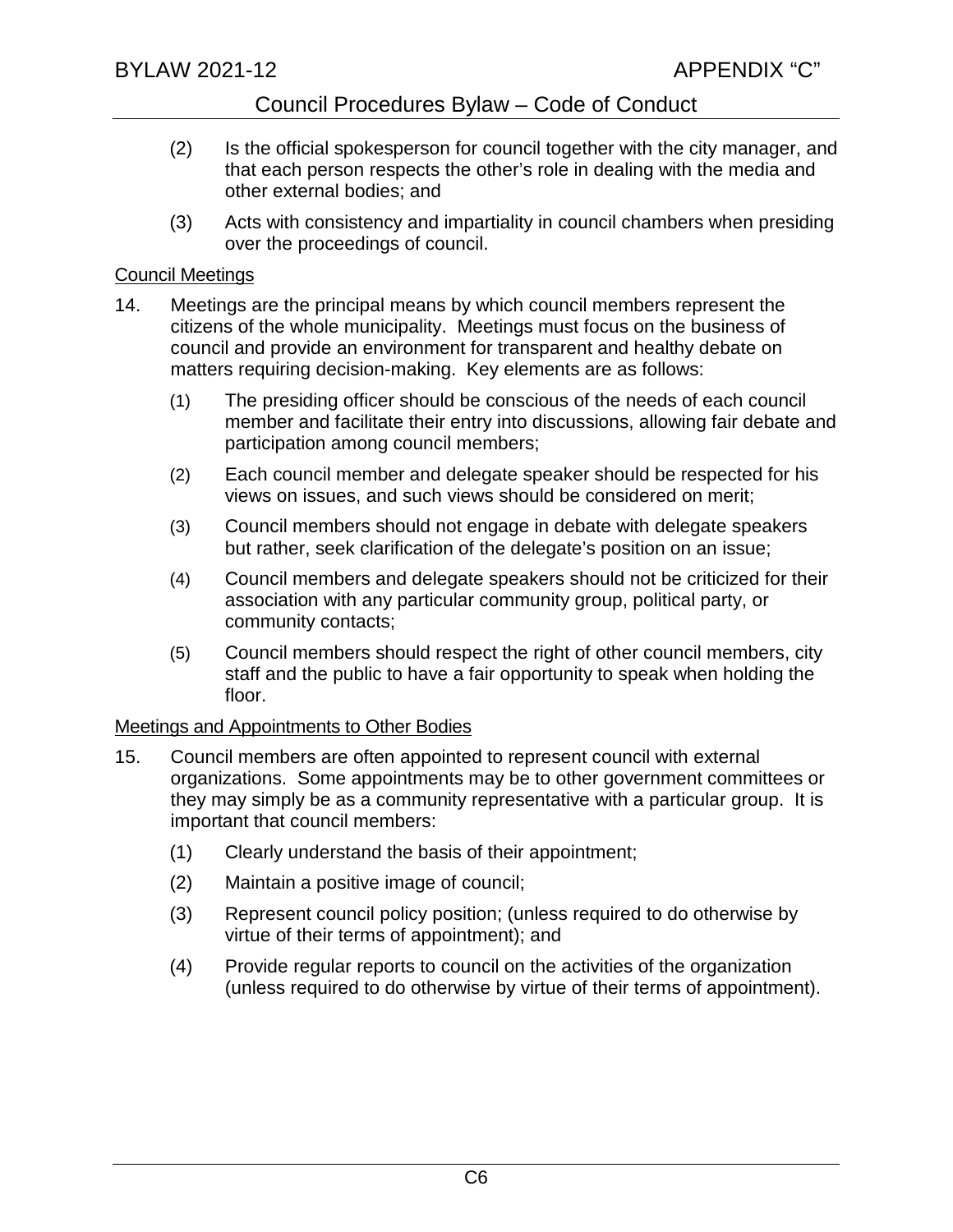(2) Is the official spokesperson for council together with the city manager, and that each person respects the other's role in dealing with the media and other external bodies; and

(3) Acts with consistency and impartiality in council chambers when presiding over the proceedings of council.

Council Meetings

14. Meetings are the principal means by which council members represent the citizens of the whole municipality. Meetings must focus on the business of council and provide an environment for transparent and healthy debate on matters requiring decision-making. Key elements are as follows:

    (1) The presiding officer should be conscious of the needs of each council member and facilitate their entry into discussions, allowing fair debate and participation among council members;

    (2) Each council member and delegate speaker should be respected for his views on issues, and such views should be considered on merit;

    (3) Council members should not engage in debate with delegate speakers but rather, seek clarification of the delegate's position on an issue;

    (4) Council members and delegate speakers should not be criticized for their association with any particular community group, political party, or community contacts;

    (5) Council members should respect the right of other council members, city staff and the public to have a fair opportunity to speak when holding the floor.

Meetings and Appointments to Other Bodies

15. Council members are often appointed to represent council with external organizations. Some appointments may be to other government committees or they may simply be as a community representative with a particular group. It is important that council members:

    (1) Clearly understand the basis of their appointment;

    (2) Maintain a positive image of council;

    (3) Represent council policy position; (unless required to do otherwise by virtue of their terms of appointment); and

    (4) Provide regular reports to council on the activities of the organization (unless required to do otherwise by virtue of their terms of appointment).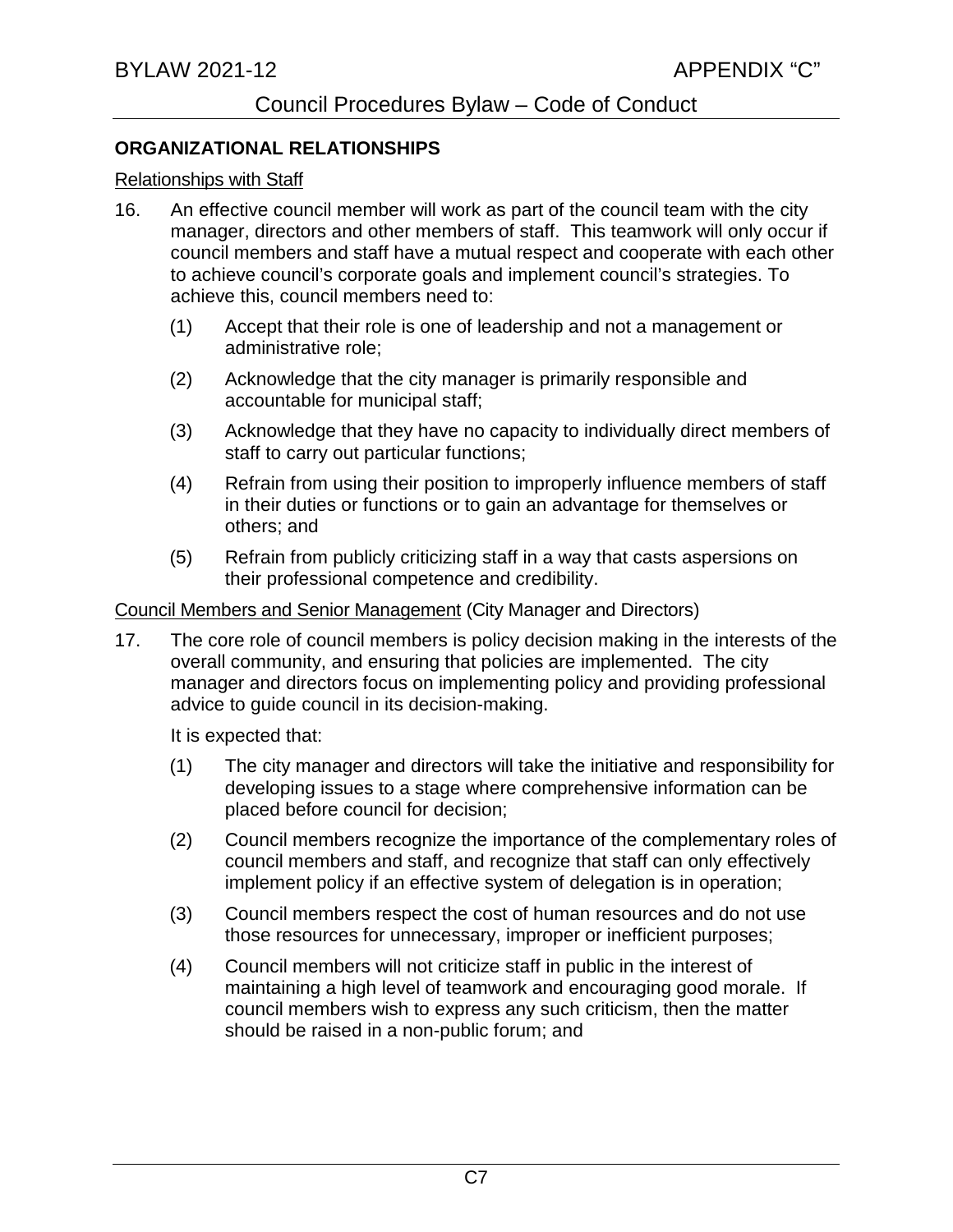## ORGANIZATIONAL RELATIONSHIPS

Relationships with Staff

16. An effective council member will work as part of the council team with the city manager, directors and other members of staff. This teamwork will only occur if council members and staff have a mutual respect and cooperate with each other to achieve council's corporate goals and implement council's strategies. To achieve this, council members need to:

    (1) Accept that their role is one of leadership and not a management or administrative role;

    (2) Acknowledge that the city manager is primarily responsible and accountable for municipal staff;

    (3) Acknowledge that they have no capacity to individually direct members of staff to carry out particular functions;

    (4) Refrain from using their position to improperly influence members of staff in their duties or functions or to gain an advantage for themselves or others; and

    (5) Refrain from publicly criticizing staff in a way that casts aspersions on their professional competence and credibility.

Council Members and Senior Management (City Manager and Directors)

17. The core role of council members is policy decision making in the interests of the overall community, and ensuring that policies are implemented. The city manager and directors focus on implementing policy and providing professional advice to guide council in its decision-making.

    It is expected that:

    (1) The city manager and directors will take the initiative and responsibility for developing issues to a stage where comprehensive information can be placed before council for decision;

    (2) Council members recognize the importance of the complementary roles of council members and staff, and recognize that staff can only effectively implement policy if an effective system of delegation is in operation;

    (3) Council members respect the cost of human resources and do not use those resources for unnecessary, improper or inefficient purposes;

    (4) Council members will not criticize staff in public in the interest of maintaining a high level of teamwork and encouraging good morale. If council members wish to express any such criticism, then the matter should be raised in a non-public forum; and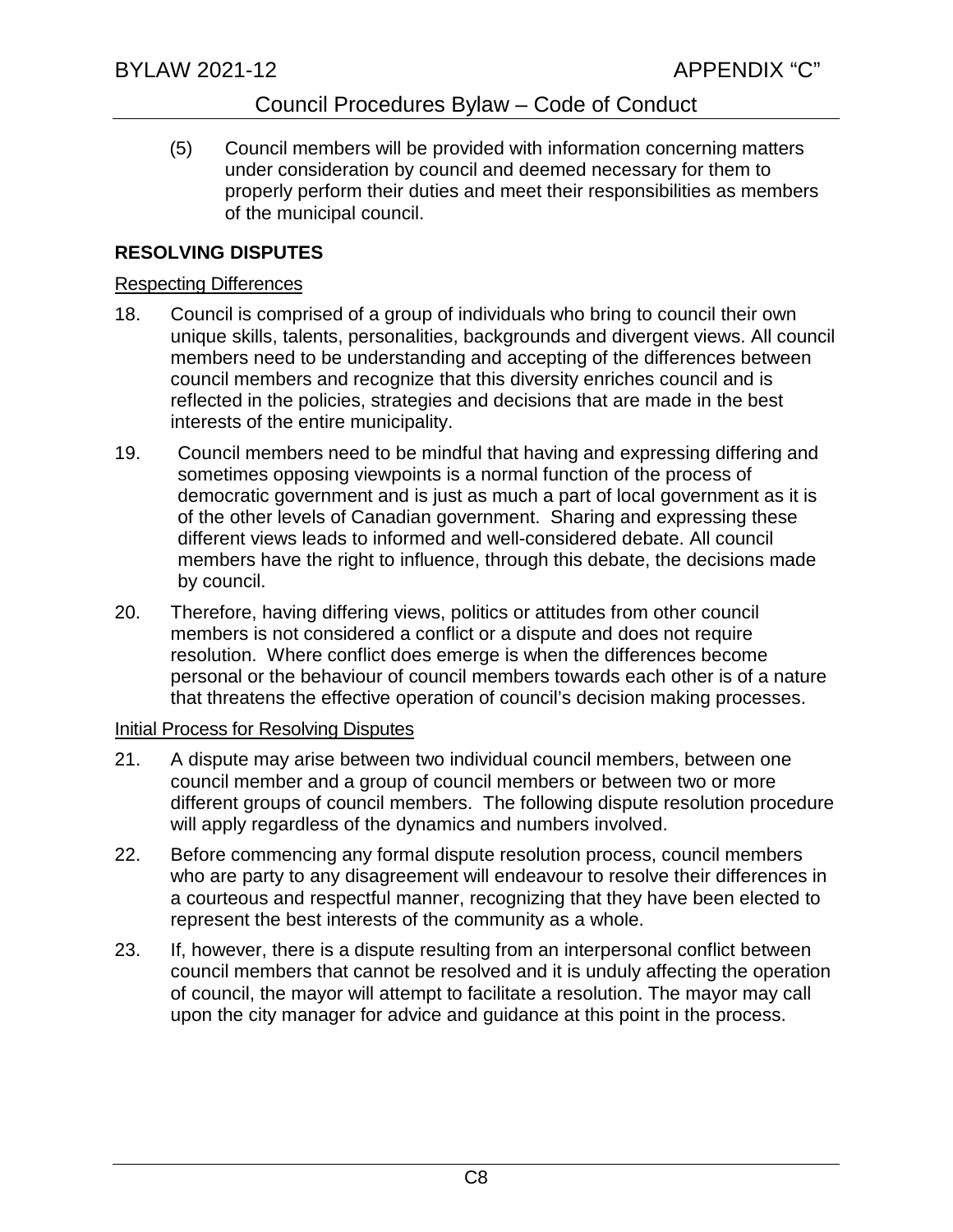(5) Council members will be provided with information concerning matters under consideration by council and deemed necessary for them to properly perform their duties and meet their responsibilities as members of the municipal council.

## RESOLVING DISPUTES

### Respecting Differences

18. Council is comprised of a group of individuals who bring to council their own unique skills, talents, personalities, backgrounds and divergent views. All council members need to be understanding and accepting of the differences between council members and recognize that this diversity enriches council and is reflected in the policies, strategies and decisions that are made in the best interests of the entire municipality.

19. Council members need to be mindful that having and expressing differing and sometimes opposing viewpoints is a normal function of the process of democratic government and is just as much a part of local government as it is of the other levels of Canadian government. Sharing and expressing these different views leads to informed and well-considered debate. All council members have the right to influence, through this debate, the decisions made by council.

20. Therefore, having differing views, politics or attitudes from other council members is not considered a conflict or a dispute and does not require resolution. Where conflict does emerge is when the differences become personal or the behaviour of council members towards each other is of a nature that threatens the effective operation of council's decision making processes.

### Initial Process for Resolving Disputes

21. A dispute may arise between two individual council members, between one council member and a group of council members or between two or more different groups of council members. The following dispute resolution procedure will apply regardless of the dynamics and numbers involved.

22. Before commencing any formal dispute resolution process, council members who are party to any disagreement will endeavour to resolve their differences in a courteous and respectful manner, recognizing that they have been elected to represent the best interests of the community as a whole.

23. If, however, there is a dispute resulting from an interpersonal conflict between council members that cannot be resolved and it is unduly affecting the operation of council, the mayor will attempt to facilitate a resolution. The mayor may call upon the city manager for advice and guidance at this point in the process.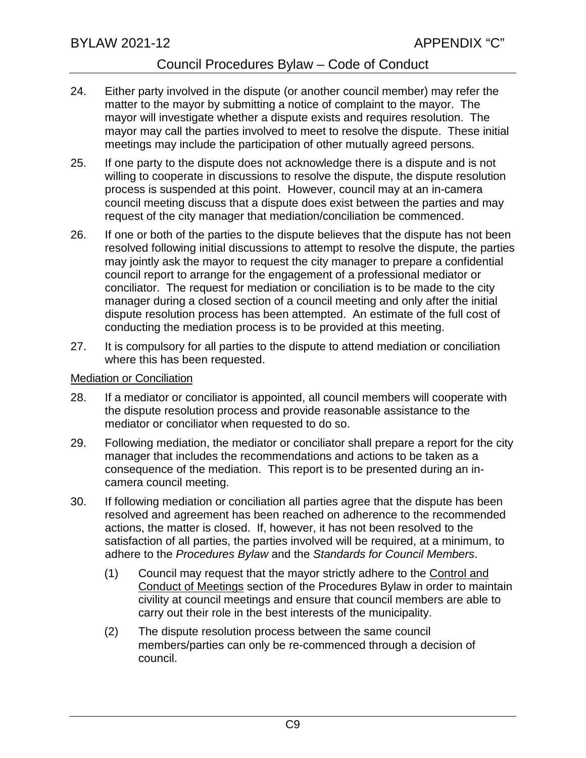24. Either party involved in the dispute (or another council member) may refer the matter to the mayor by submitting a notice of complaint to the mayor. The mayor will investigate whether a dispute exists and requires resolution. The mayor may call the parties involved to meet to resolve the dispute. These initial meetings may include the participation of other mutually agreed persons.

25. If one party to the dispute does not acknowledge there is a dispute and is not willing to cooperate in discussions to resolve the dispute, the dispute resolution process is suspended at this point. However, council may at an in-camera council meeting discuss that a dispute does exist between the parties and may request of the city manager that mediation/conciliation be commenced.

26. If one or both of the parties to the dispute believes that the dispute has not been resolved following initial discussions to attempt to resolve the dispute, the parties may jointly ask the mayor to request the city manager to prepare a confidential council report to arrange for the engagement of a professional mediator or conciliator. The request for mediation or conciliation is to be made to the city manager during a closed section of a council meeting and only after the initial dispute resolution process has been attempted. An estimate of the full cost of conducting the mediation process is to be provided at this meeting.

27. It is compulsory for all parties to the dispute to attend mediation or conciliation where this has been requested.

<u>Mediation or Conciliation</u>

28. If a mediator or conciliator is appointed, all council members will cooperate with the dispute resolution process and provide reasonable assistance to the mediator or conciliator when requested to do so.

29. Following mediation, the mediator or conciliator shall prepare a report for the city manager that includes the recommendations and actions to be taken as a consequence of the mediation. This report is to be presented during an in-camera council meeting.

30. If following mediation or conciliation all parties agree that the dispute has been resolved and agreement has been reached on adherence to the recommended actions, the matter is closed. If, however, it has not been resolved to the satisfaction of all parties, the parties involved will be required, at a minimum, to adhere to the *Procedures Bylaw* and the *Standards for Council Members*.

    (1) Council may request that the mayor strictly adhere to the <u>Control and Conduct of Meetings</u> section of the Procedures Bylaw in order to maintain civility at council meetings and ensure that council members are able to carry out their role in the best interests of the municipality.

    (2) The dispute resolution process between the same council members/parties can only be re-commenced through a decision of council.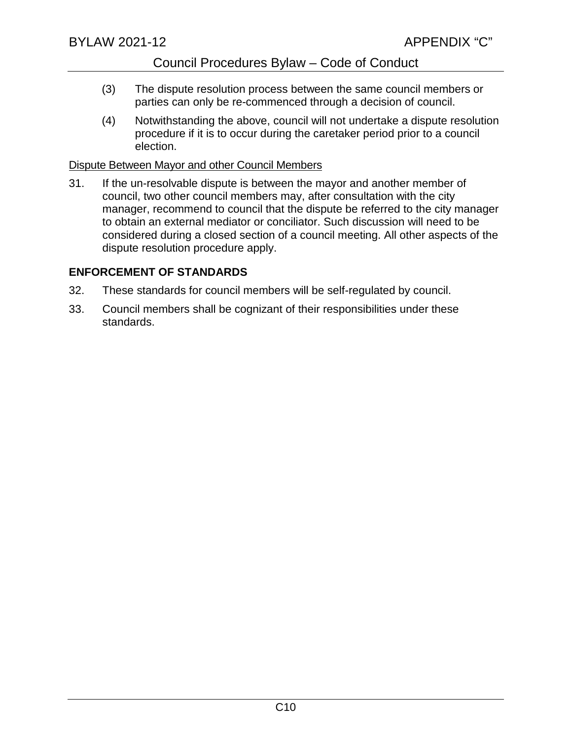(3) The dispute resolution process between the same council members or parties can only be re-commenced through a decision of council.

(4) Notwithstanding the above, council will not undertake a dispute resolution procedure if it is to occur during the caretaker period prior to a council election.

Dispute Between Mayor and other Council Members

31. If the un-resolvable dispute is between the mayor and another member of council, two other council members may, after consultation with the city manager, recommend to council that the dispute be referred to the city manager to obtain an external mediator or conciliator. Such discussion will need to be considered during a closed section of a council meeting. All other aspects of the dispute resolution procedure apply.

## ENFORCEMENT OF STANDARDS

32. These standards for council members will be self-regulated by council.

33. Council members shall be cognizant of their responsibilities under these standards.